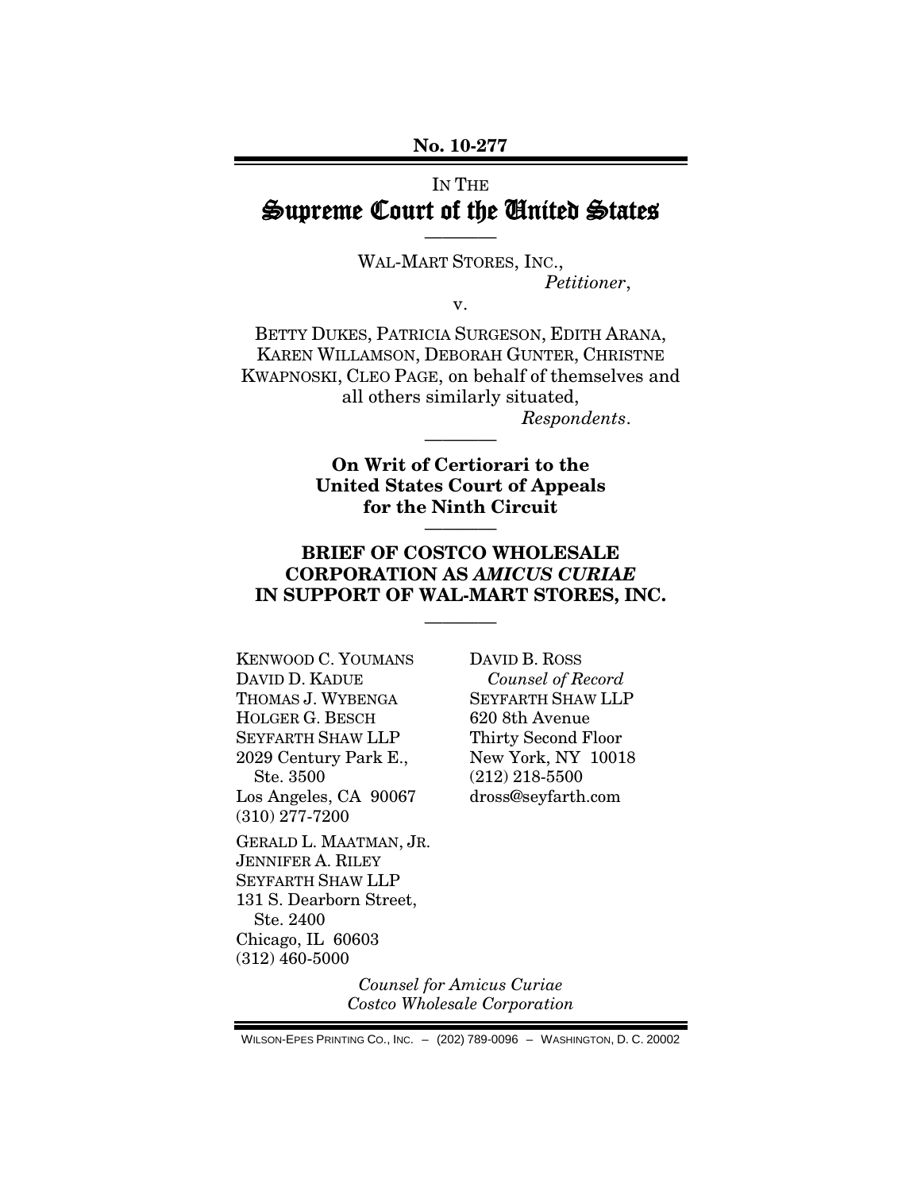No. 10-277

IN THE

# Supreme Court of the United States

————

WAL-MART STORES, INC.,

*Petitioner*,

v.

BETTY DUKES, PATRICIA SURGESON, EDITH ARANA, KAREN WILLAMSON, DEBORAH GUNTER, CHRISTNE KWAPNOSKI, CLEO PAGE, on behalf of themselves and all others similarly situated,

*Respondents*.

————

**On Writ of Certiorari to the United States Court of Appeals for the Ninth Circuit**

————

## BRIEF OF COSTCO WHOLESALE CORPORATION AS *AMICUS CURIAE* IN SUPPORT OF WAL-MART STORES, INC.

————

KENWOOD C. YOUMANS
DAVID D. KADUE
THOMAS J. WYBENGA
HOLGER G. BESCH
SEYFARTH SHAW LLP
2029 Century Park E.,
Ste. 3500
Los Angeles, CA 90067
(310) 277-7200

GERALD L. MAATMAN, JR.
JENNIFER A. RILEY
SEYFARTH SHAW LLP
131 S. Dearborn Street,
Ste. 2400
Chicago, IL 60603
(312) 460-5000

DAVID B. ROSS
*Counsel of Record*
SEYFARTH SHAW LLP
620 8th Avenue
Thirty Second Floor
New York, NY 10018
(212) 218-5500
dross@seyfarth.com

*Counsel for Amicus Curiae*
*Costco Wholesale Corporation*

WILSON-EPES PRINTING CO., INC. – (202) 789-0096 – WASHINGTON, D. C. 20002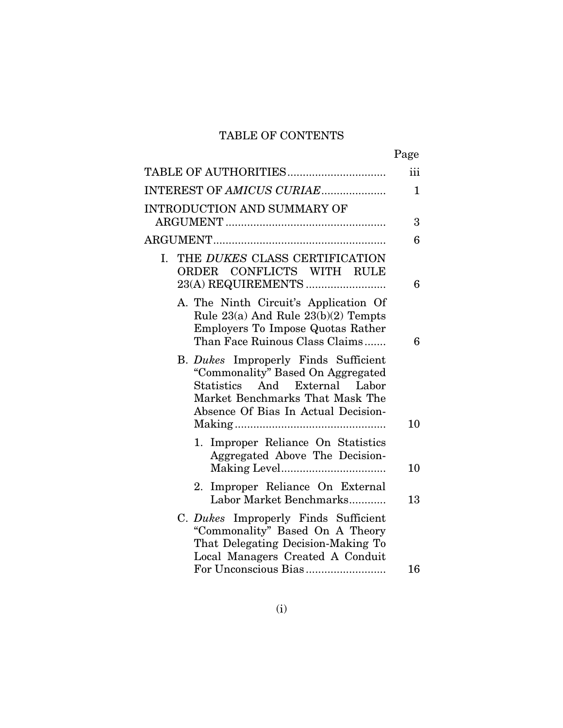# TABLE OF CONTENTS

| | Page |
|---|---|
| TABLE OF AUTHORITIES | iii |
| INTEREST OF *AMICUS CURIAE* | 1 |
| INTRODUCTION AND SUMMARY OF ARGUMENT | 3 |
| ARGUMENT | 6 |
| I. THE *DUKES* CLASS CERTIFICATION ORDER CONFLICTS WITH RULE 23(A) REQUIREMENTS | 6 |
| A. The Ninth Circuit's Application Of Rule 23(a) And Rule 23(b)(2) Tempts Employers To Impose Quotas Rather Than Face Ruinous Class Claims | 6 |
| B. *Dukes* Improperly Finds Sufficient "Commonality" Based On Aggregated Statistics And External Labor Market Benchmarks That Mask The Absence Of Bias In Actual Decision-Making | 10 |
| 1. Improper Reliance On Statistics Aggregated Above The Decision-Making Level | 10 |
| 2. Improper Reliance On External Labor Market Benchmarks | 13 |
| C. *Dukes* Improperly Finds Sufficient "Commonality" Based On A Theory That Delegating Decision-Making To Local Managers Created A Conduit For Unconscious Bias | 16 |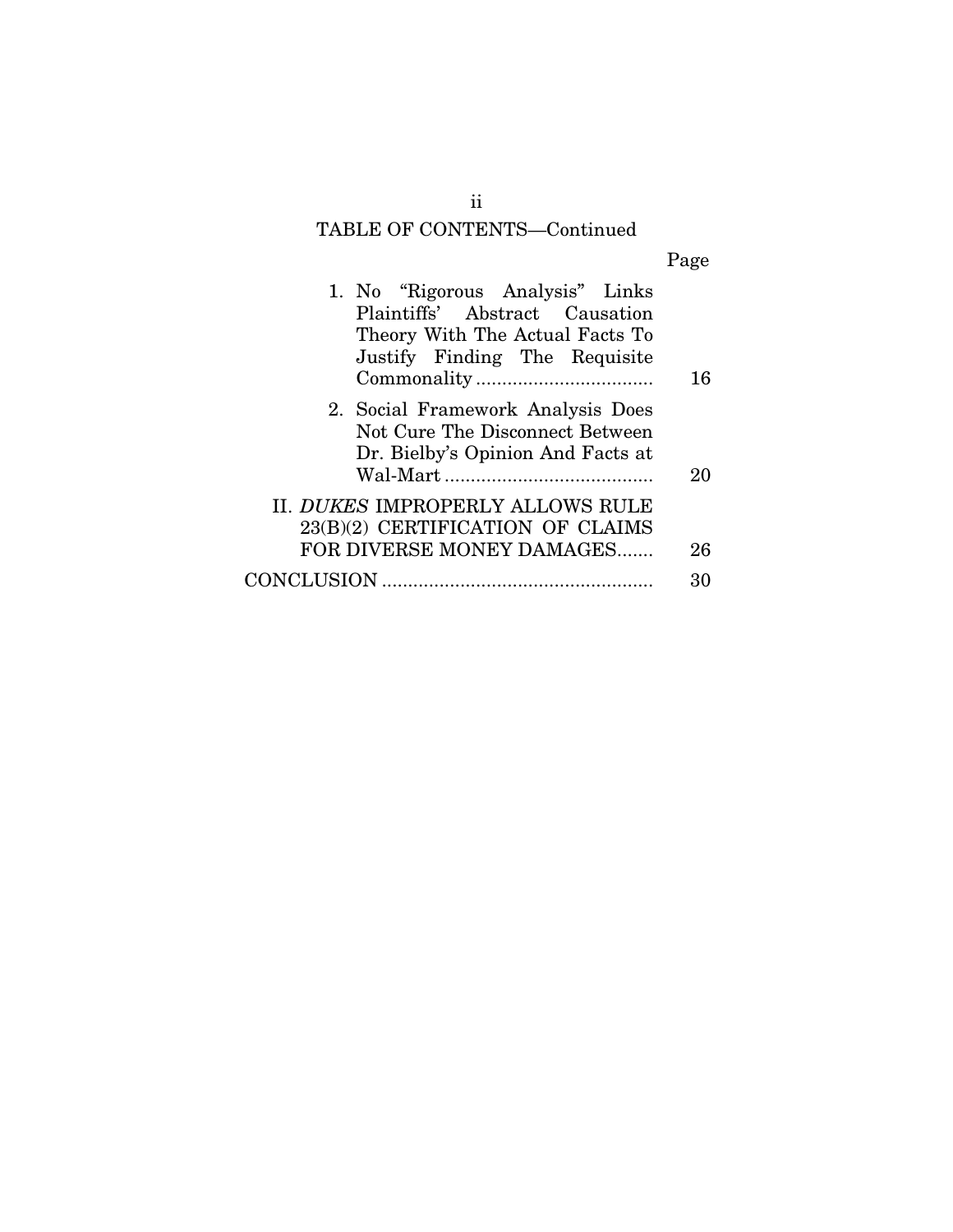## TABLE OF CONTENTS—Continued

| | Page |
|---|---|
| 1. No "Rigorous Analysis" Links Plaintiffs' Abstract Causation Theory With The Actual Facts To Justify Finding The Requisite Commonality | 16 |
| 2. Social Framework Analysis Does Not Cure The Disconnect Between Dr. Bielby's Opinion And Facts at Wal-Mart | 20 |
| II. *DUKES* IMPROPERLY ALLOWS RULE 23(B)(2) CERTIFICATION OF CLAIMS FOR DIVERSE MONEY DAMAGES | 26 |
| CONCLUSION | 30 |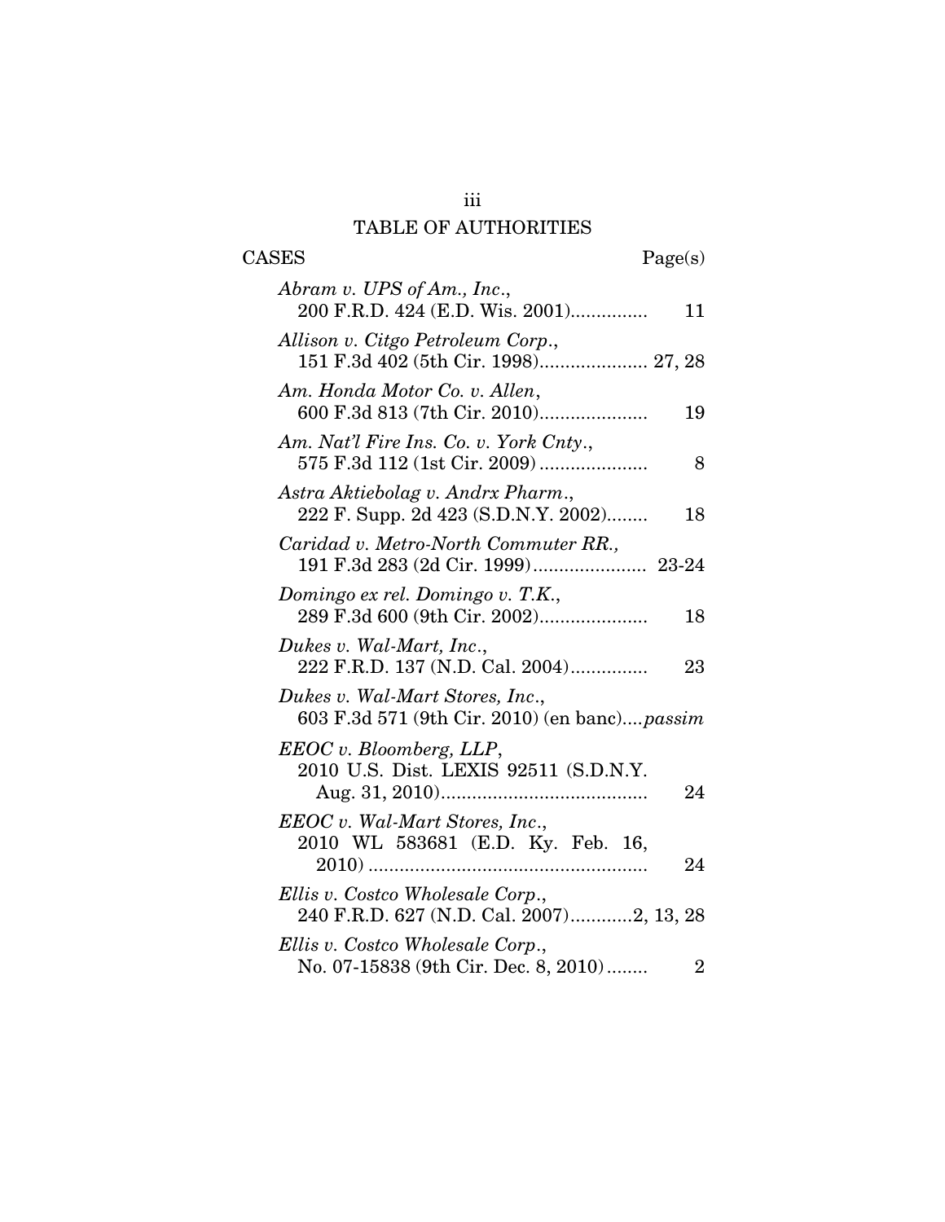## TABLE OF AUTHORITIES

| CASES | Page(s) |
|---|---|
| *Abram v. UPS of Am., Inc.*, 200 F.R.D. 424 (E.D. Wis. 2001) | 11 |
| *Allison v. Citgo Petroleum Corp.*, 151 F.3d 402 (5th Cir. 1998) | 27, 28 |
| *Am. Honda Motor Co. v. Allen*, 600 F.3d 813 (7th Cir. 2010) | 19 |
| *Am. Nat'l Fire Ins. Co. v. York Cnty.*, 575 F.3d 112 (1st Cir. 2009) | 8 |
| *Astra Aktiebolag v. Andrx Pharm.*, 222 F. Supp. 2d 423 (S.D.N.Y. 2002) | 18 |
| *Caridad v. Metro-North Commuter RR.,* 191 F.3d 283 (2d Cir. 1999) | 23-24 |
| *Domingo ex rel. Domingo v. T.K.*, 289 F.3d 600 (9th Cir. 2002) | 18 |
| *Dukes v. Wal-Mart, Inc.*, 222 F.R.D. 137 (N.D. Cal. 2004) | 23 |
| *Dukes v. Wal-Mart Stores, Inc.*, 603 F.3d 571 (9th Cir. 2010) (en banc) | *passim* |
| *EEOC v. Bloomberg, LLP*, 2010 U.S. Dist. LEXIS 92511 (S.D.N.Y. Aug. 31, 2010) | 24 |
| *EEOC v. Wal-Mart Stores, Inc.*, 2010 WL 583681 (E.D. Ky. Feb. 16, 2010) | 24 |
| *Ellis v. Costco Wholesale Corp.*, 240 F.R.D. 627 (N.D. Cal. 2007) | 2, 13, 28 |
| *Ellis v. Costco Wholesale Corp.*, No. 07-15838 (9th Cir. Dec. 8, 2010) | 2 |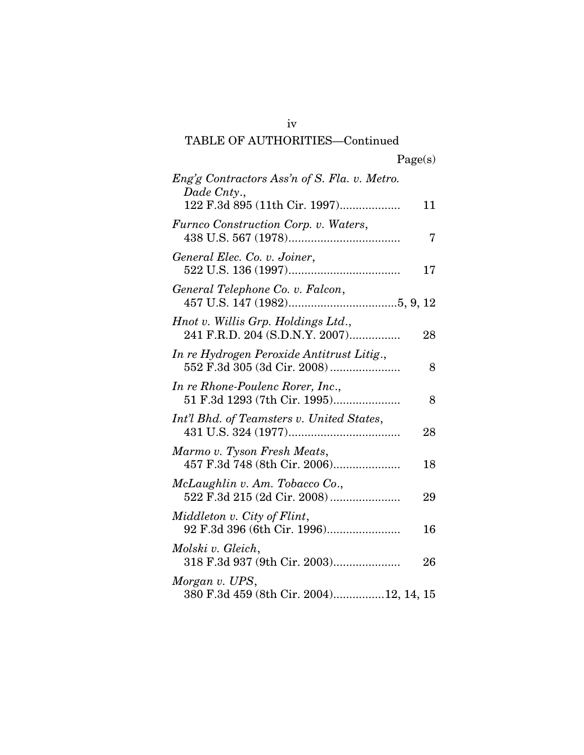## TABLE OF AUTHORITIES—Continued

| | Page(s) |
|---|---|
| *Eng'g Contractors Ass'n of S. Fla. v. Metro. Dade Cnty.*, 122 F.3d 895 (11th Cir. 1997) | 11 |
| *Furnco Construction Corp. v. Waters*, 438 U.S. 567 (1978) | 7 |
| *General Elec. Co. v. Joiner*, 522 U.S. 136 (1997) | 17 |
| *General Telephone Co. v. Falcon*, 457 U.S. 147 (1982) | 5, 9, 12 |
| *Hnot v. Willis Grp. Holdings Ltd.*, 241 F.R.D. 204 (S.D.N.Y. 2007) | 28 |
| *In re Hydrogen Peroxide Antitrust Litig.*, 552 F.3d 305 (3d Cir. 2008) | 8 |
| *In re Rhone-Poulenc Rorer, Inc.*, 51 F.3d 1293 (7th Cir. 1995) | 8 |
| *Int'l Bhd. of Teamsters v. United States*, 431 U.S. 324 (1977) | 28 |
| *Marmo v. Tyson Fresh Meats*, 457 F.3d 748 (8th Cir. 2006) | 18 |
| *McLaughlin v. Am. Tobacco Co.*, 522 F.3d 215 (2d Cir. 2008) | 29 |
| *Middleton v. City of Flint*, 92 F.3d 396 (6th Cir. 1996) | 16 |
| *Molski v. Gleich*, 318 F.3d 937 (9th Cir. 2003) | 26 |
| *Morgan v. UPS*, 380 F.3d 459 (8th Cir. 2004) | 12, 14, 15 |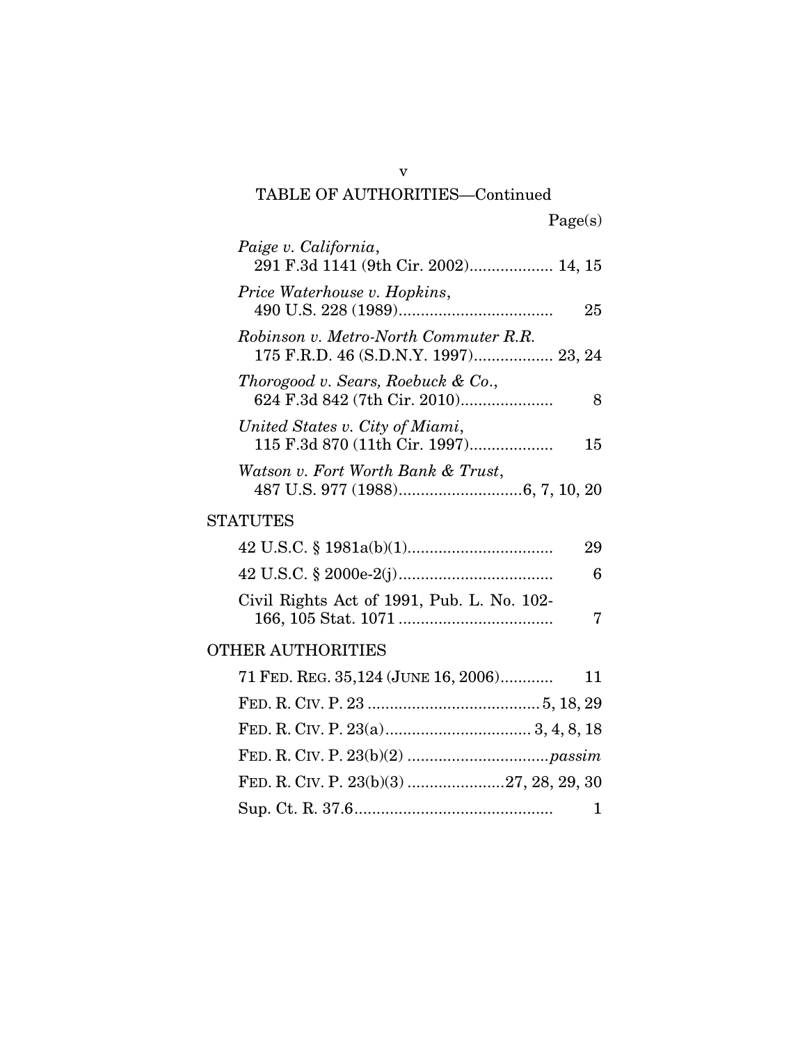## TABLE OF AUTHORITIES—Continued

Page(s)

*Paige v. California*,
291 F.3d 1141 (9th Cir. 2002)................... 14, 15

*Price Waterhouse v. Hopkins*,
490 U.S. 228 (1989)................................... 25

*Robinson v. Metro-North Commuter R.R.*
175 F.R.D. 46 (S.D.N.Y. 1997).................. 23, 24

*Thorogood v. Sears, Roebuck & Co.*,
624 F.3d 842 (7th Cir. 2010)..................... 8

*United States v. City of Miami*,
115 F.3d 870 (11th Cir. 1997)................... 15

*Watson v. Fort Worth Bank & Trust*,
487 U.S. 977 (1988)............................6, 7, 10, 20

STATUTES

42 U.S.C. § 1981a(b)(1)................................. 29

42 U.S.C. § 2000e-2(j)................................... 6

Civil Rights Act of 1991, Pub. L. No. 102-166, 105 Stat. 1071 ................................... 7

OTHER AUTHORITIES

71 FED. REG. 35,124 (JUNE 16, 2006)............ 11

FED. R. CIV. P. 23 .......................................5, 18, 29

FED. R. CIV. P. 23(a)................................. 3, 4, 8, 18

FED. R. CIV. P. 23(b)(2) ................................*passim*

FED. R. CIV. P. 23(b)(3) ......................27, 28, 29, 30

Sup. Ct. R. 37.6............................................. 1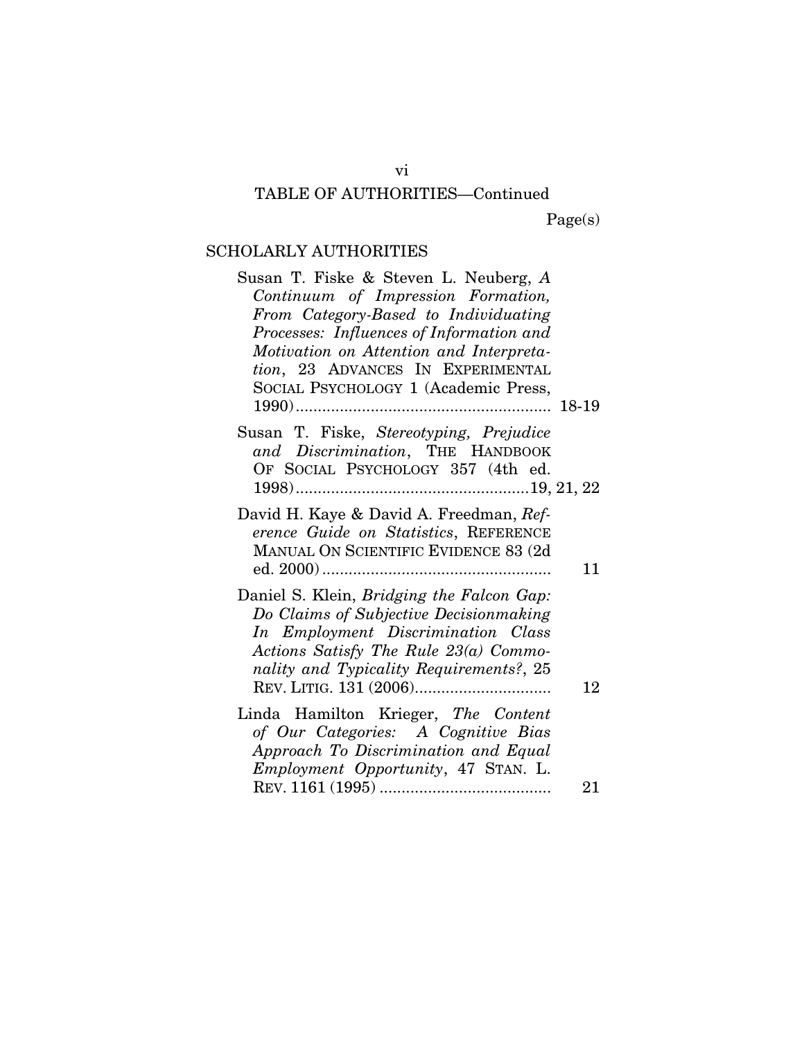TABLE OF AUTHORITIES—Continued

Page(s)

## SCHOLARLY AUTHORITIES

Susan T. Fiske & Steven L. Neuberg, *A Continuum of Impression Formation, From Category-Based to Individuating Processes: Influences of Information and Motivation on Attention and Interpretation*, 23 ADVANCES IN EXPERIMENTAL SOCIAL PSYCHOLOGY 1 (Academic Press, 1990) .......... 18-19

Susan T. Fiske, *Stereotyping, Prejudice and Discrimination*, THE HANDBOOK OF SOCIAL PSYCHOLOGY 357 (4th ed. 1998) .......... 19, 21, 22

David H. Kaye & David A. Freedman, *Reference Guide on Statistics*, REFERENCE MANUAL ON SCIENTIFIC EVIDENCE 83 (2d ed. 2000) .......... 11

Daniel S. Klein, *Bridging the Falcon Gap: Do Claims of Subjective Decisionmaking In Employment Discrimination Class Actions Satisfy The Rule 23(a) Commonality and Typicality Requirements?*, 25 REV. LITIG. 131 (2006) .......... 12

Linda Hamilton Krieger, *The Content of Our Categories: A Cognitive Bias Approach To Discrimination and Equal Employment Opportunity*, 47 STAN. L. REV. 1161 (1995) .......... 21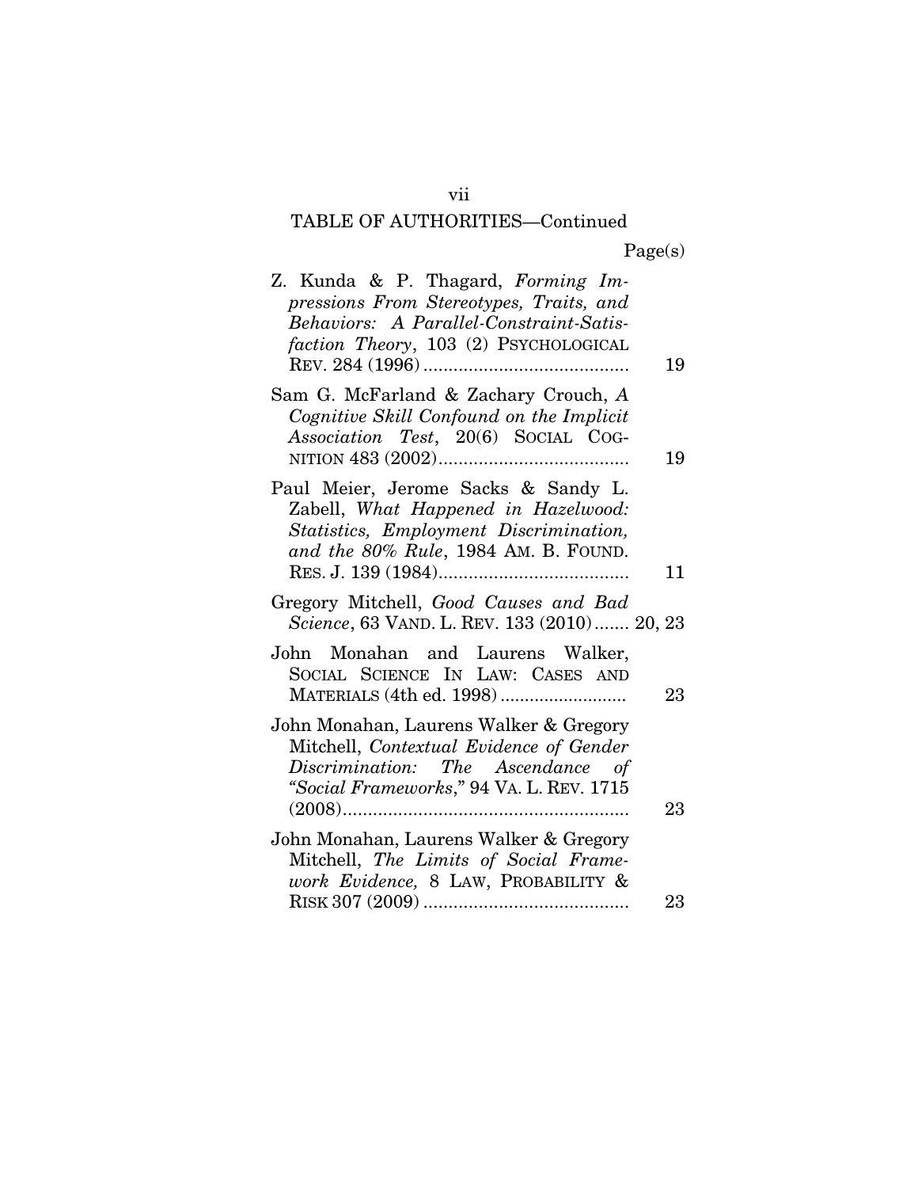## TABLE OF AUTHORITIES—Continued

Page(s)

Z. Kunda & P. Thagard, *Forming Impressions From Stereotypes, Traits, and Behaviors: A Parallel-Constraint-Satisfaction Theory*, 103 (2) PSYCHOLOGICAL REV. 284 (1996) .......................................... 19

Sam G. McFarland & Zachary Crouch, *A Cognitive Skill Confound on the Implicit Association Test*, 20(6) SOCIAL COGNITION 483 (2002)...................................... 19

Paul Meier, Jerome Sacks & Sandy L. Zabell, *What Happened in Hazelwood: Statistics, Employment Discrimination, and the 80% Rule*, 1984 AM. B. FOUND. RES. J. 139 (1984)...................................... 11

Gregory Mitchell, *Good Causes and Bad Science*, 63 VAND. L. REV. 133 (2010) ....... 20, 23

John Monahan and Laurens Walker, SOCIAL SCIENCE IN LAW: CASES AND MATERIALS (4th ed. 1998) .......................... 23

John Monahan, Laurens Walker & Gregory Mitchell, *Contextual Evidence of Gender Discrimination: The Ascendance of "Social Frameworks*," 94 VA. L. REV. 1715 (2008)......................................................... 23

John Monahan, Laurens Walker & Gregory Mitchell, *The Limits of Social Framework Evidence,* 8 LAW, PROBABILITY & RISK 307 (2009) ......................................... 23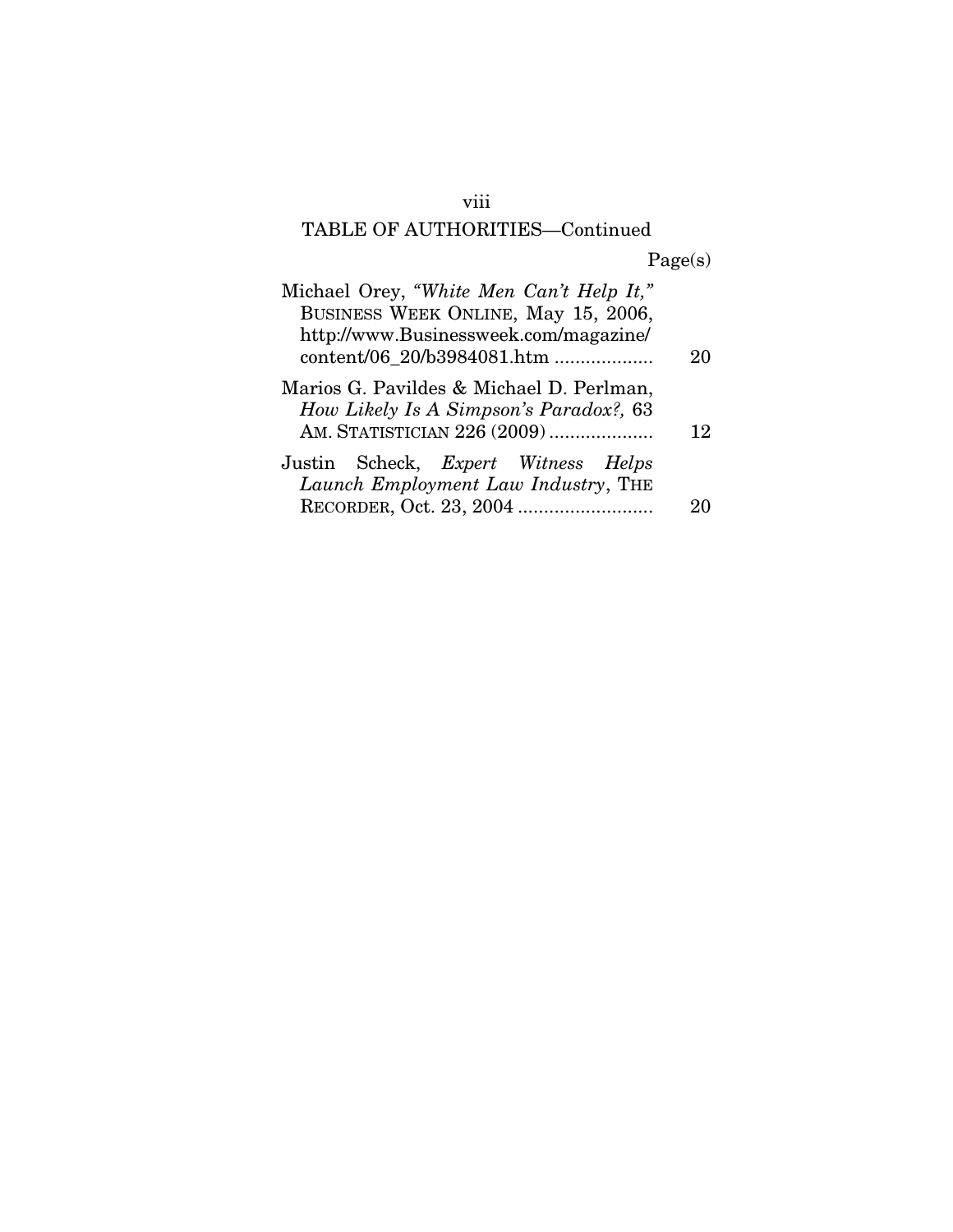## TABLE OF AUTHORITIES—Continued

| | Page(s) |
|---|---|
| Michael Orey, *"White Men Can't Help It,"* BUSINESS WEEK ONLINE, May 15, 2006, http://www.Businessweek.com/magazine/content/06_20/b3984081.htm | 20 |
| Marios G. Pavildes & Michael D. Perlman, *How Likely Is A Simpson's Paradox?,* 63 AM. STATISTICIAN 226 (2009) | 12 |
| Justin Scheck, *Expert Witness Helps Launch Employment Law Industry*, THE RECORDER, Oct. 23, 2004 | 20 |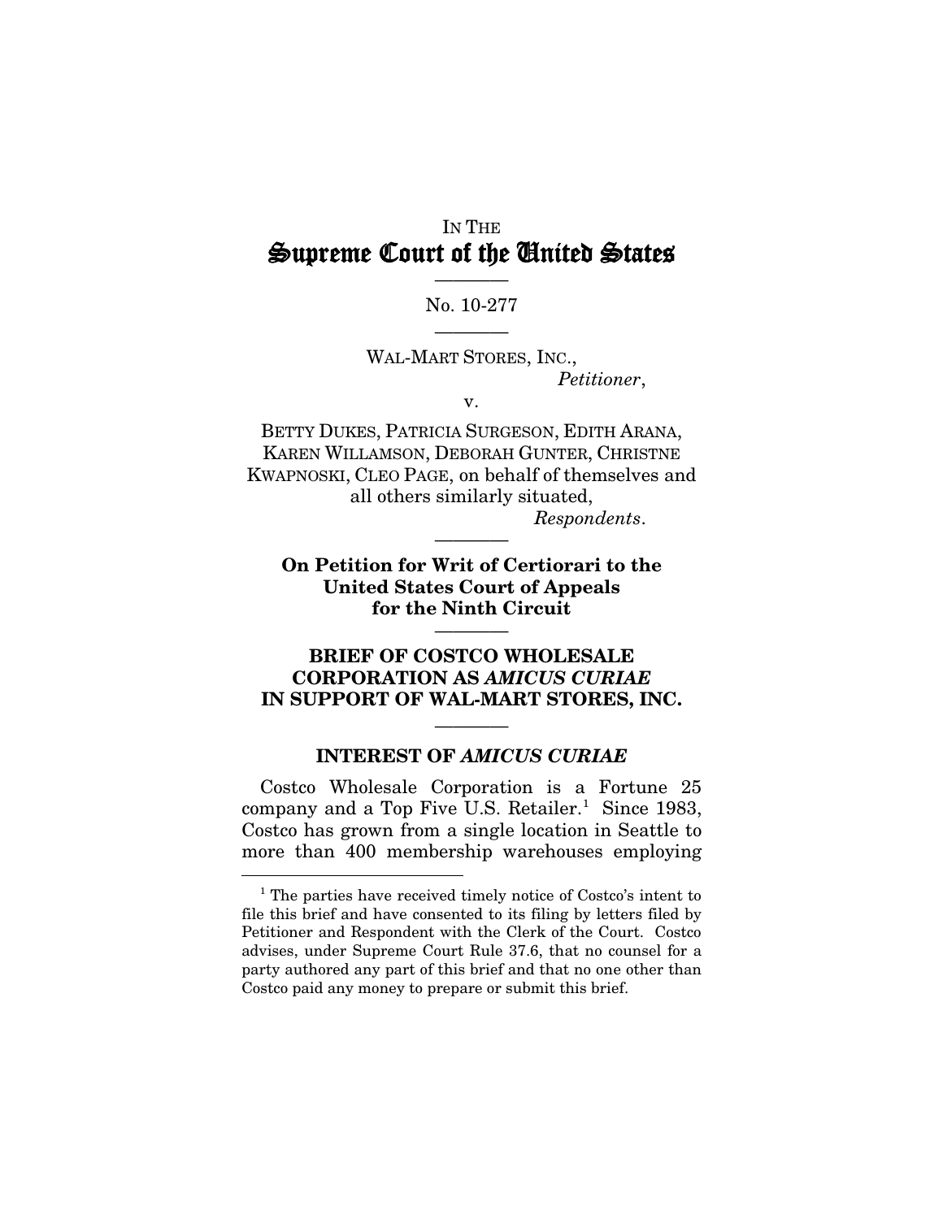IN THE

# Supreme Court of the United States

No. 10-277

WAL-MART STORES, INC.,
*Petitioner*,

v.

BETTY DUKES, PATRICIA SURGESON, EDITH ARANA, KAREN WILLAMSON, DEBORAH GUNTER, CHRISTNE KWAPNOSKI, CLEO PAGE, on behalf of themselves and all others similarly situated,
*Respondents*.

**On Petition for Writ of Certiorari to the United States Court of Appeals for the Ninth Circuit**

## BRIEF OF COSTCO WHOLESALE CORPORATION AS *AMICUS CURIAE* IN SUPPORT OF WAL-MART STORES, INC.

### INTEREST OF *AMICUS CURIAE*

Costco Wholesale Corporation is a Fortune 25 company and a Top Five U.S. Retailer.[1] Since 1983, Costco has grown from a single location in Seattle to more than 400 membership warehouses employing

[1] The parties have received timely notice of Costco's intent to file this brief and have consented to its filing by letters filed by Petitioner and Respondent with the Clerk of the Court. Costco advises, under Supreme Court Rule 37.6, that no counsel for a party authored any part of this brief and that no one other than Costco paid any money to prepare or submit this brief.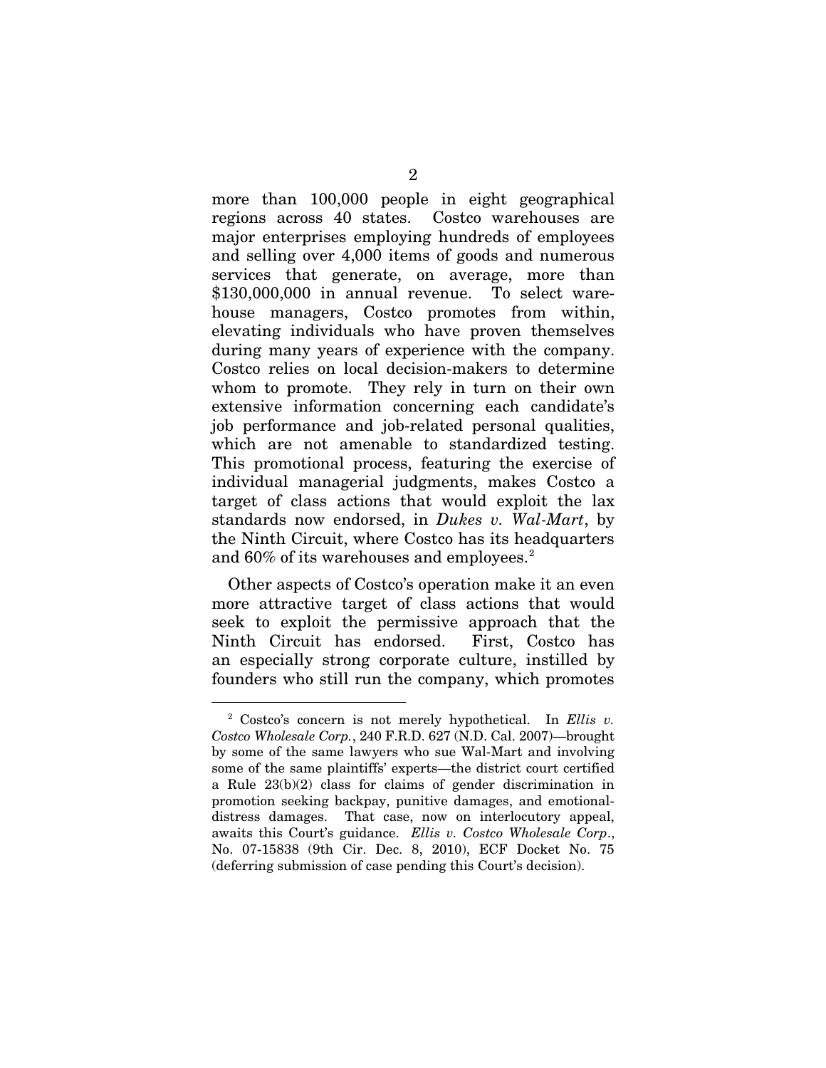more than 100,000 people in eight geographical regions across 40 states. Costco warehouses are major enterprises employing hundreds of employees and selling over 4,000 items of goods and numerous services that generate, on average, more than $130,000,000 in annual revenue. To select warehouse managers, Costco promotes from within, elevating individuals who have proven themselves during many years of experience with the company. Costco relies on local decision-makers to determine whom to promote. They rely in turn on their own extensive information concerning each candidate's job performance and job-related personal qualities, which are not amenable to standardized testing. This promotional process, featuring the exercise of individual managerial judgments, makes Costco a target of class actions that would exploit the lax standards now endorsed, in *Dukes v. Wal-Mart*, by the Ninth Circuit, where Costco has its headquarters and 60% of its warehouses and employees.[2]

Other aspects of Costco's operation make it an even more attractive target of class actions that would seek to exploit the permissive approach that the Ninth Circuit has endorsed. First, Costco has an especially strong corporate culture, instilled by founders who still run the company, which promotes

---

[2] Costco's concern is not merely hypothetical. In *Ellis v. Costco Wholesale Corp.*, 240 F.R.D. 627 (N.D. Cal. 2007)—brought by some of the same lawyers who sue Wal-Mart and involving some of the same plaintiffs' experts—the district court certified a Rule 23(b)(2) class for claims of gender discrimination in promotion seeking backpay, punitive damages, and emotional-distress damages. That case, now on interlocutory appeal, awaits this Court's guidance. *Ellis v. Costco Wholesale Corp.*, No. 07-15838 (9th Cir. Dec. 8, 2010), ECF Docket No. 75 (deferring submission of case pending this Court's decision).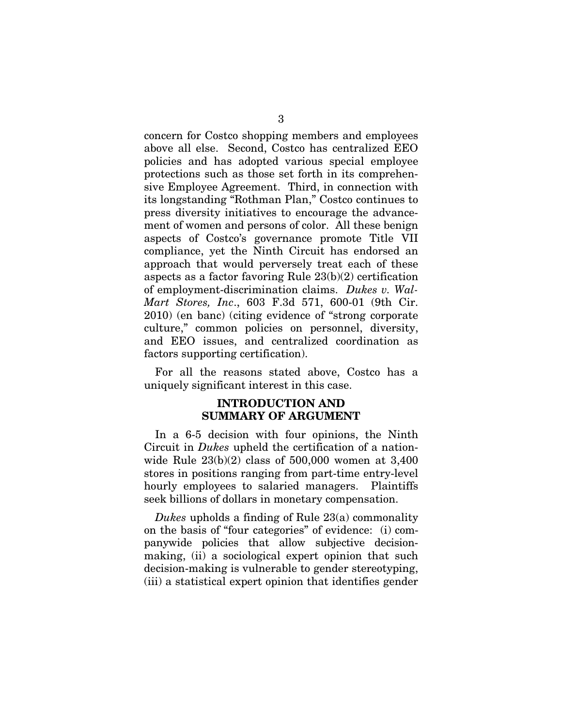concern for Costco shopping members and employees above all else. Second, Costco has centralized EEO policies and has adopted various special employee protections such as those set forth in its comprehensive Employee Agreement. Third, in connection with its longstanding "Rothman Plan," Costco continues to press diversity initiatives to encourage the advancement of women and persons of color. All these benign aspects of Costco's governance promote Title VII compliance, yet the Ninth Circuit has endorsed an approach that would perversely treat each of these aspects as a factor favoring Rule 23(b)(2) certification of employment-discrimination claims. *Dukes v. Wal-Mart Stores, Inc*., 603 F.3d 571, 600-01 (9th Cir. 2010) (en banc) (citing evidence of "strong corporate culture," common policies on personnel, diversity, and EEO issues, and centralized coordination as factors supporting certification).

For all the reasons stated above, Costco has a uniquely significant interest in this case.

## INTRODUCTION AND SUMMARY OF ARGUMENT

In a 6-5 decision with four opinions, the Ninth Circuit in *Dukes* upheld the certification of a nationwide Rule 23(b)(2) class of 500,000 women at 3,400 stores in positions ranging from part-time entry-level hourly employees to salaried managers. Plaintiffs seek billions of dollars in monetary compensation.

*Dukes* upholds a finding of Rule 23(a) commonality on the basis of "four categories" of evidence: (i) companywide policies that allow subjective decision-making, (ii) a sociological expert opinion that such decision-making is vulnerable to gender stereotyping, (iii) a statistical expert opinion that identifies gender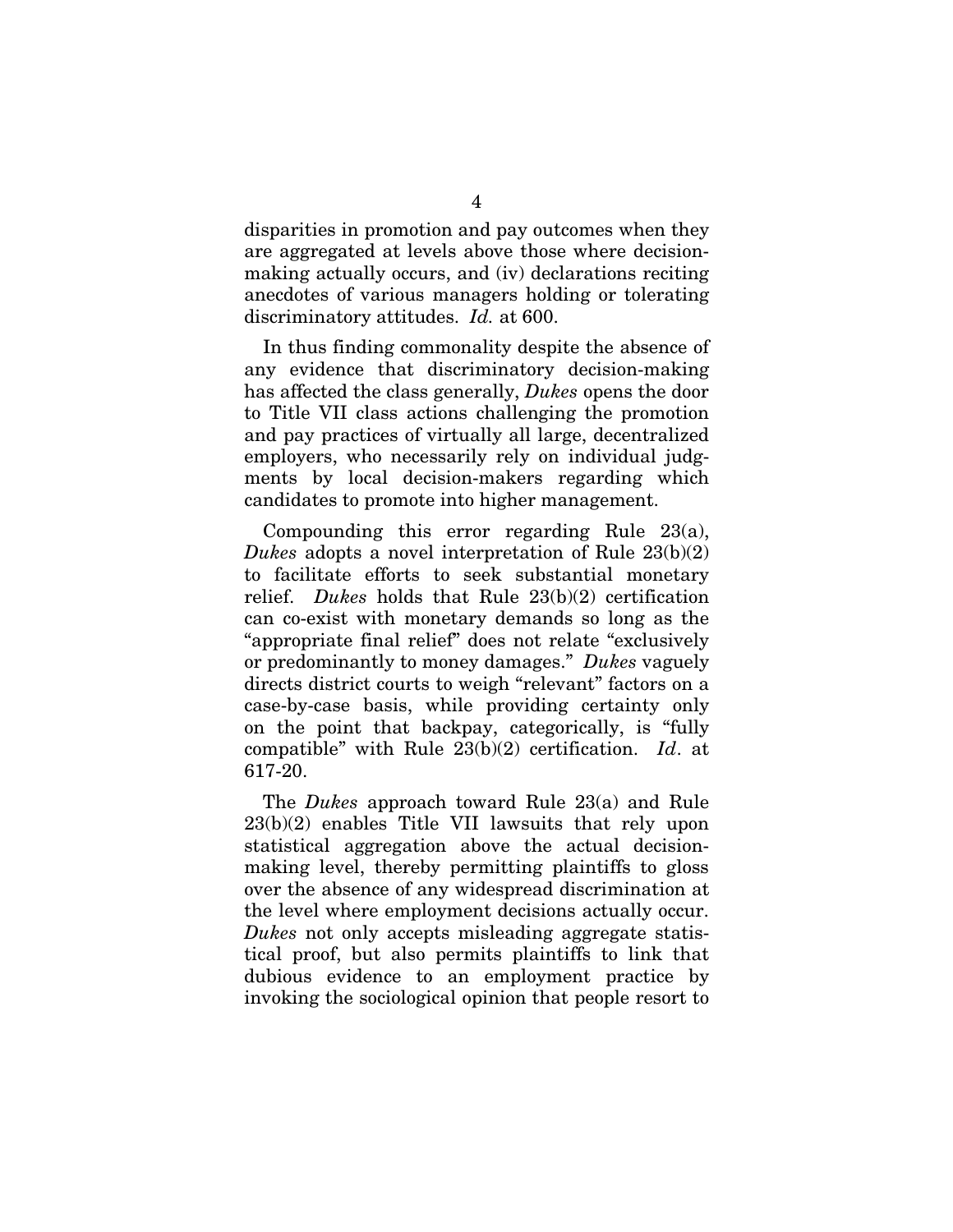disparities in promotion and pay outcomes when they are aggregated at levels above those where decision-making actually occurs, and (iv) declarations reciting anecdotes of various managers holding or tolerating discriminatory attitudes. *Id.* at 600.

In thus finding commonality despite the absence of any evidence that discriminatory decision-making has affected the class generally, *Dukes* opens the door to Title VII class actions challenging the promotion and pay practices of virtually all large, decentralized employers, who necessarily rely on individual judgments by local decision-makers regarding which candidates to promote into higher management.

Compounding this error regarding Rule 23(a), *Dukes* adopts a novel interpretation of Rule 23(b)(2) to facilitate efforts to seek substantial monetary relief. *Dukes* holds that Rule 23(b)(2) certification can co-exist with monetary demands so long as the "appropriate final relief" does not relate "exclusively or predominantly to money damages." *Dukes* vaguely directs district courts to weigh "relevant" factors on a case-by-case basis, while providing certainty only on the point that backpay, categorically, is "fully compatible" with Rule 23(b)(2) certification. *Id*. at 617-20.

The *Dukes* approach toward Rule 23(a) and Rule 23(b)(2) enables Title VII lawsuits that rely upon statistical aggregation above the actual decision-making level, thereby permitting plaintiffs to gloss over the absence of any widespread discrimination at the level where employment decisions actually occur. *Dukes* not only accepts misleading aggregate statistical proof, but also permits plaintiffs to link that dubious evidence to an employment practice by invoking the sociological opinion that people resort to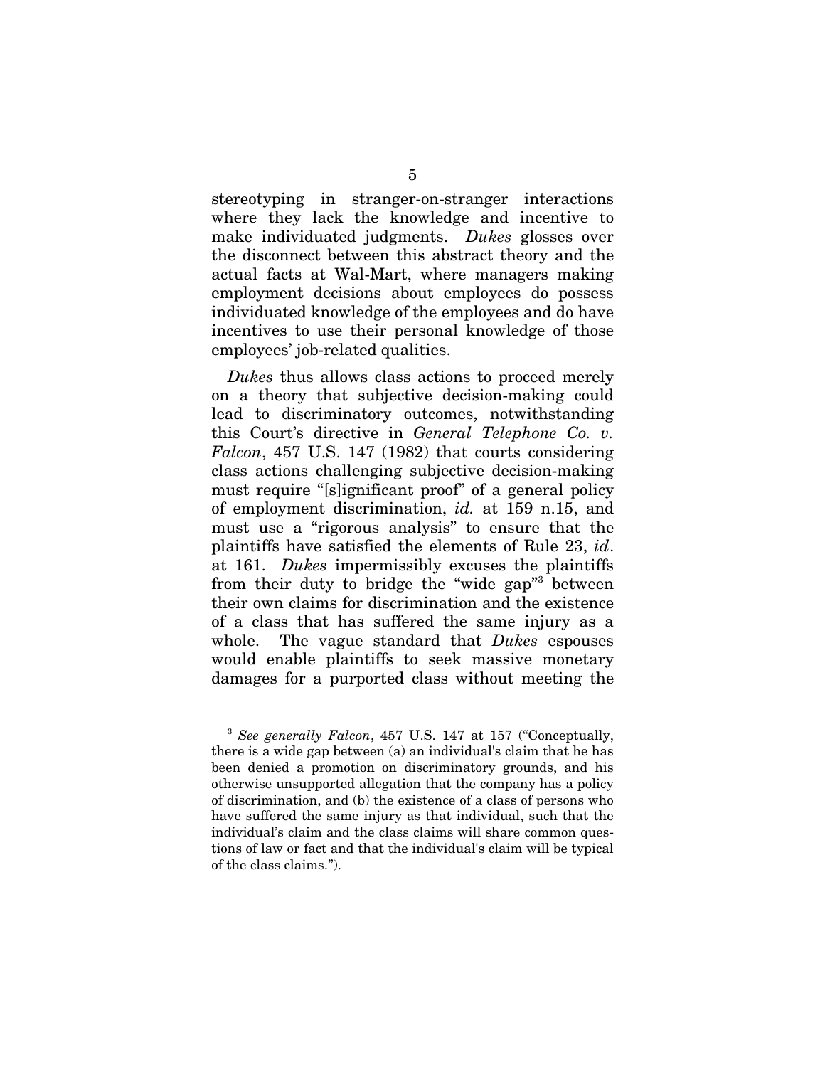stereotyping in stranger-on-stranger interactions where they lack the knowledge and incentive to make individuated judgments. *Dukes* glosses over the disconnect between this abstract theory and the actual facts at Wal-Mart, where managers making employment decisions about employees do possess individuated knowledge of the employees and do have incentives to use their personal knowledge of those employees' job-related qualities.

*Dukes* thus allows class actions to proceed merely on a theory that subjective decision-making could lead to discriminatory outcomes, notwithstanding this Court's directive in *General Telephone Co. v. Falcon*, 457 U.S. 147 (1982) that courts considering class actions challenging subjective decision-making must require "[s]ignificant proof" of a general policy of employment discrimination, *id.* at 159 n.15, and must use a "rigorous analysis" to ensure that the plaintiffs have satisfied the elements of Rule 23, *id*. at 161. *Dukes* impermissibly excuses the plaintiffs from their duty to bridge the "wide gap"[3] between their own claims for discrimination and the existence of a class that has suffered the same injury as a whole. The vague standard that *Dukes* espouses would enable plaintiffs to seek massive monetary damages for a purported class without meeting the

---

[3] *See generally Falcon*, 457 U.S. 147 at 157 ("Conceptually, there is a wide gap between (a) an individual's claim that he has been denied a promotion on discriminatory grounds, and his otherwise unsupported allegation that the company has a policy of discrimination, and (b) the existence of a class of persons who have suffered the same injury as that individual, such that the individual's claim and the class claims will share common questions of law or fact and that the individual's claim will be typical of the class claims.").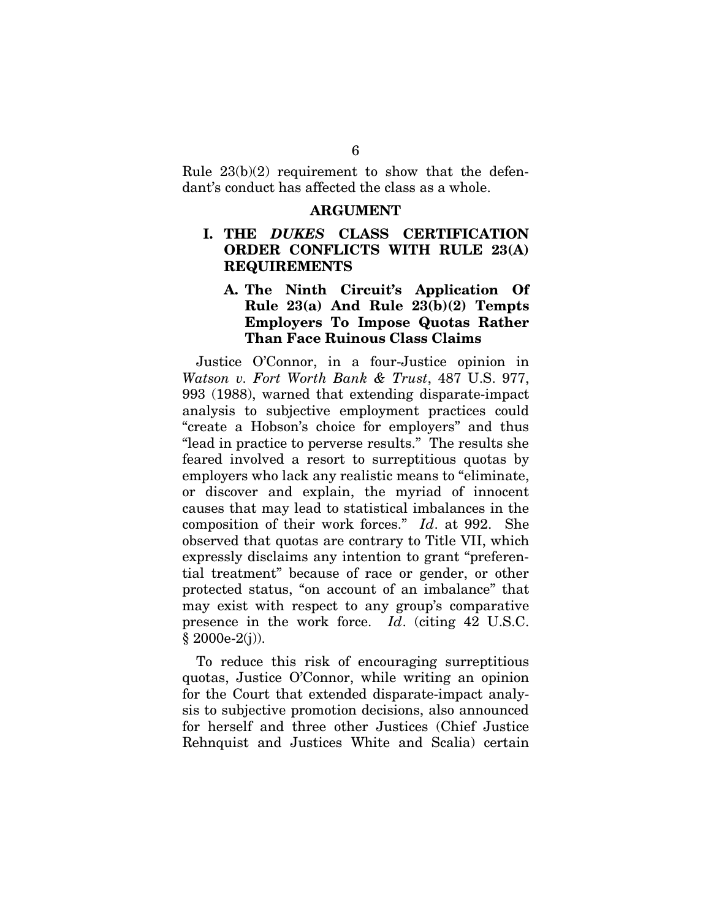Rule 23(b)(2) requirement to show that the defendant's conduct has affected the class as a whole.

## ARGUMENT

### I. THE *DUKES* CLASS CERTIFICATION ORDER CONFLICTS WITH RULE 23(A) REQUIREMENTS

#### A. The Ninth Circuit's Application Of Rule 23(a) And Rule 23(b)(2) Tempts Employers To Impose Quotas Rather Than Face Ruinous Class Claims

Justice O'Connor, in a four-Justice opinion in *Watson v. Fort Worth Bank & Trust*, 487 U.S. 977, 993 (1988), warned that extending disparate-impact analysis to subjective employment practices could "create a Hobson's choice for employers" and thus "lead in practice to perverse results." The results she feared involved a resort to surreptitious quotas by employers who lack any realistic means to "eliminate, or discover and explain, the myriad of innocent causes that may lead to statistical imbalances in the composition of their work forces." *Id*. at 992. She observed that quotas are contrary to Title VII, which expressly disclaims any intention to grant "preferential treatment" because of race or gender, or other protected status, "on account of an imbalance" that may exist with respect to any group's comparative presence in the work force. *Id*. (citing 42 U.S.C. § 2000e-2(j)).

To reduce this risk of encouraging surreptitious quotas, Justice O'Connor, while writing an opinion for the Court that extended disparate-impact analysis to subjective promotion decisions, also announced for herself and three other Justices (Chief Justice Rehnquist and Justices White and Scalia) certain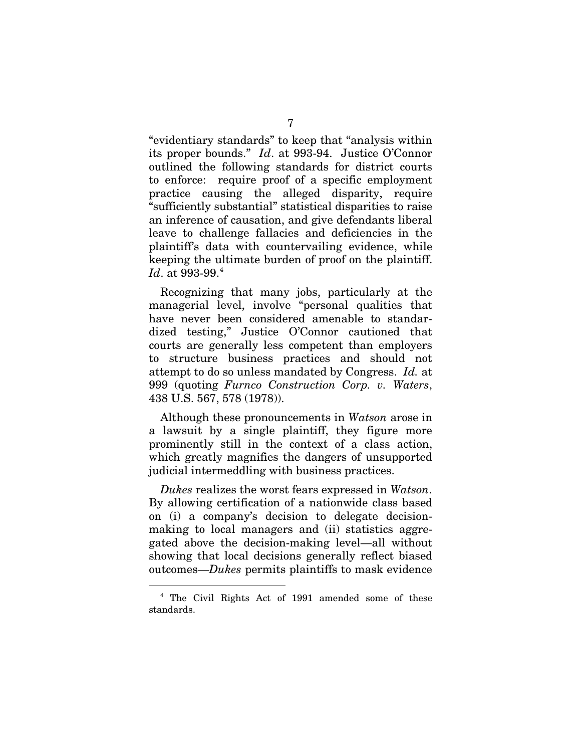"evidentiary standards" to keep that "analysis within its proper bounds." *Id*. at 993-94. Justice O'Connor outlined the following standards for district courts to enforce: require proof of a specific employment practice causing the alleged disparity, require "sufficiently substantial" statistical disparities to raise an inference of causation, and give defendants liberal leave to challenge fallacies and deficiencies in the plaintiff's data with countervailing evidence, while keeping the ultimate burden of proof on the plaintiff. *Id*. at 993-99.[4]

Recognizing that many jobs, particularly at the managerial level, involve "personal qualities that have never been considered amenable to standardized testing," Justice O'Connor cautioned that courts are generally less competent than employers to structure business practices and should not attempt to do so unless mandated by Congress. *Id.* at 999 (quoting *Furnco Construction Corp. v. Waters*, 438 U.S. 567, 578 (1978)).

Although these pronouncements in *Watson* arose in a lawsuit by a single plaintiff, they figure more prominently still in the context of a class action, which greatly magnifies the dangers of unsupported judicial intermeddling with business practices.

*Dukes* realizes the worst fears expressed in *Watson*. By allowing certification of a nationwide class based on (i) a company's decision to delegate decision-making to local managers and (ii) statistics aggregated above the decision-making level—all without showing that local decisions generally reflect biased outcomes—*Dukes* permits plaintiffs to mask evidence

[4] The Civil Rights Act of 1991 amended some of these standards.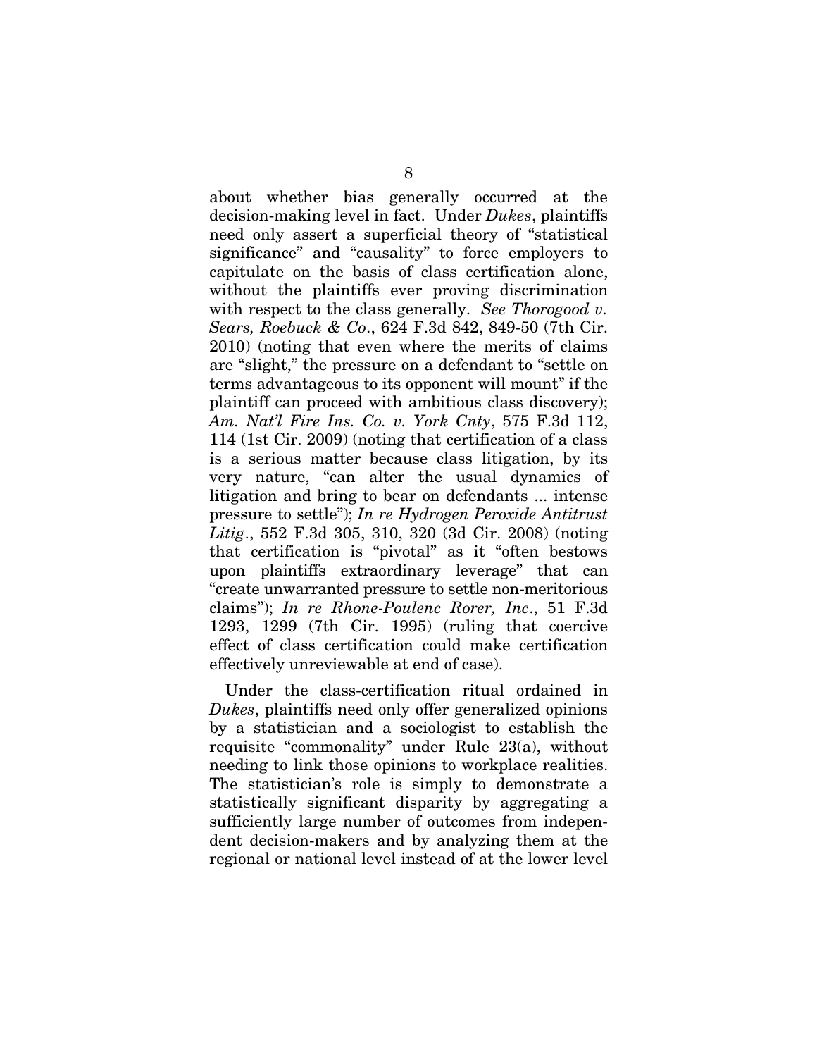about whether bias generally occurred at the decision-making level in fact. Under *Dukes*, plaintiffs need only assert a superficial theory of "statistical significance" and "causality" to force employers to capitulate on the basis of class certification alone, without the plaintiffs ever proving discrimination with respect to the class generally. *See Thorogood v. Sears, Roebuck & Co.*, 624 F.3d 842, 849-50 (7th Cir. 2010) (noting that even where the merits of claims are "slight," the pressure on a defendant to "settle on terms advantageous to its opponent will mount" if the plaintiff can proceed with ambitious class discovery); *Am. Nat'l Fire Ins. Co. v. York Cnty*, 575 F.3d 112, 114 (1st Cir. 2009) (noting that certification of a class is a serious matter because class litigation, by its very nature, "can alter the usual dynamics of litigation and bring to bear on defendants ... intense pressure to settle"); *In re Hydrogen Peroxide Antitrust Litig.*, 552 F.3d 305, 310, 320 (3d Cir. 2008) (noting that certification is "pivotal" as it "often bestows upon plaintiffs extraordinary leverage" that can "create unwarranted pressure to settle non-meritorious claims"); *In re Rhone-Poulenc Rorer, Inc.*, 51 F.3d 1293, 1299 (7th Cir. 1995) (ruling that coercive effect of class certification could make certification effectively unreviewable at end of case).

Under the class-certification ritual ordained in *Dukes*, plaintiffs need only offer generalized opinions by a statistician and a sociologist to establish the requisite "commonality" under Rule 23(a), without needing to link those opinions to workplace realities. The statistician's role is simply to demonstrate a statistically significant disparity by aggregating a sufficiently large number of outcomes from independent decision-makers and by analyzing them at the regional or national level instead of at the lower level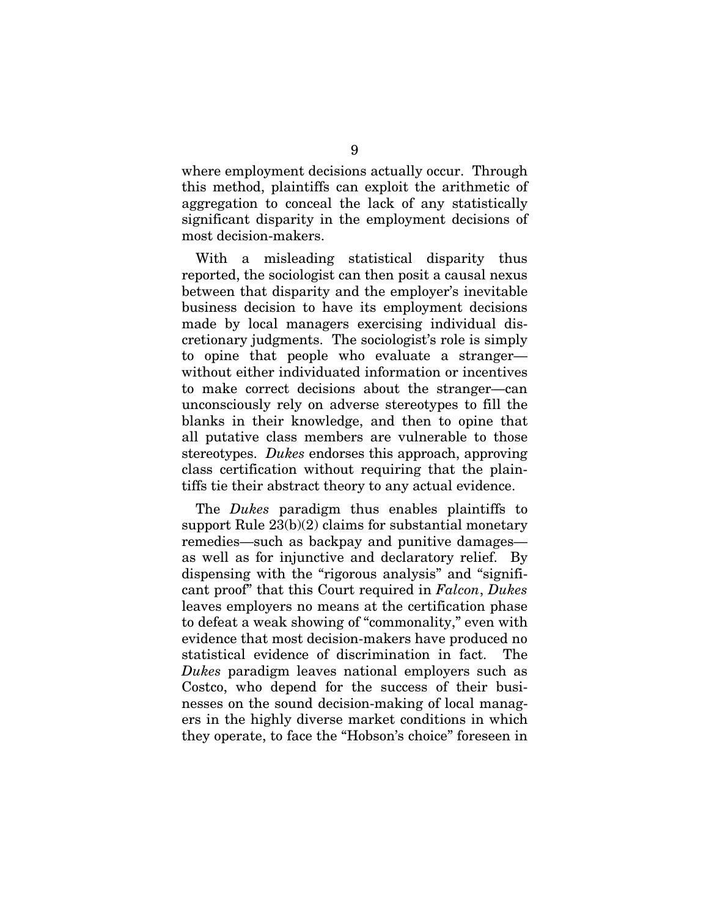where employment decisions actually occur. Through this method, plaintiffs can exploit the arithmetic of aggregation to conceal the lack of any statistically significant disparity in the employment decisions of most decision-makers.

With a misleading statistical disparity thus reported, the sociologist can then posit a causal nexus between that disparity and the employer's inevitable business decision to have its employment decisions made by local managers exercising individual discretionary judgments. The sociologist's role is simply to opine that people who evaluate a stranger—without either individuated information or incentives to make correct decisions about the stranger—can unconsciously rely on adverse stereotypes to fill the blanks in their knowledge, and then to opine that all putative class members are vulnerable to those stereotypes. *Dukes* endorses this approach, approving class certification without requiring that the plaintiffs tie their abstract theory to any actual evidence.

The *Dukes* paradigm thus enables plaintiffs to support Rule 23(b)(2) claims for substantial monetary remedies—such as backpay and punitive damages—as well as for injunctive and declaratory relief. By dispensing with the "rigorous analysis" and "significant proof" that this Court required in *Falcon*, *Dukes* leaves employers no means at the certification phase to defeat a weak showing of "commonality," even with evidence that most decision-makers have produced no statistical evidence of discrimination in fact. The *Dukes* paradigm leaves national employers such as Costco, who depend for the success of their businesses on the sound decision-making of local managers in the highly diverse market conditions in which they operate, to face the "Hobson's choice" foreseen in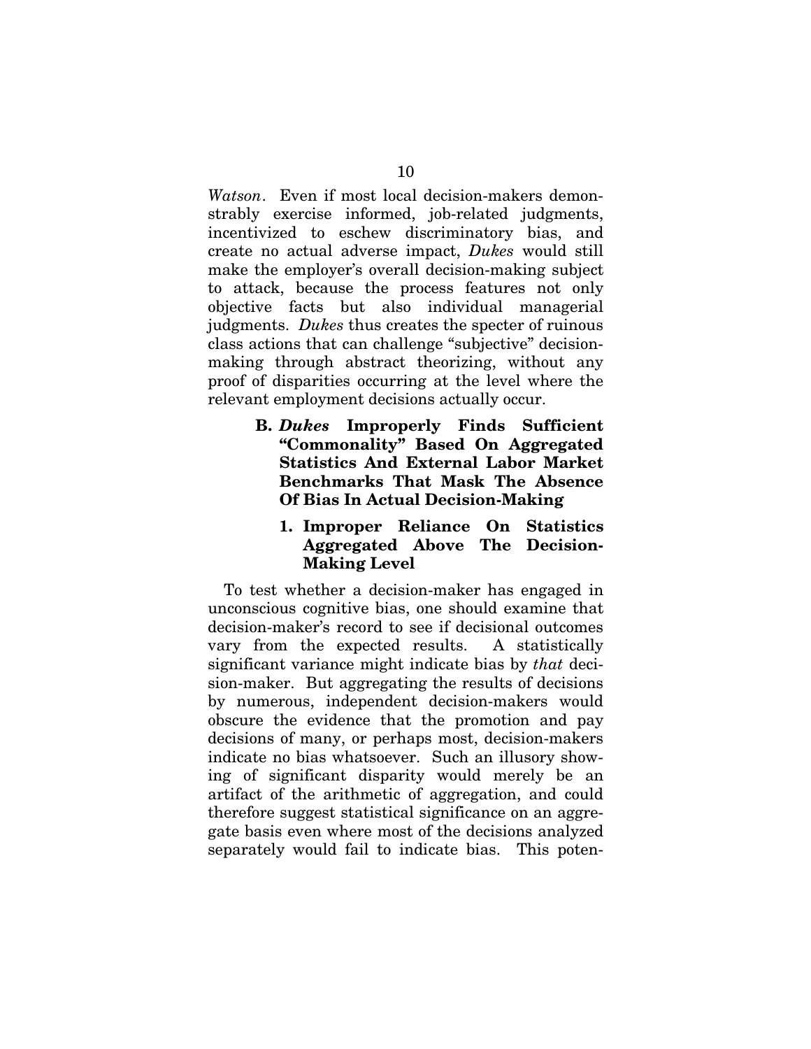*Watson*. Even if most local decision-makers demonstrably exercise informed, job-related judgments, incentivized to eschew discriminatory bias, and create no actual adverse impact, *Dukes* would still make the employer's overall decision-making subject to attack, because the process features not only objective facts but also individual managerial judgments. *Dukes* thus creates the specter of ruinous class actions that can challenge "subjective" decision-making through abstract theorizing, without any proof of disparities occurring at the level where the relevant employment decisions actually occur.

### B. *Dukes* Improperly Finds Sufficient "Commonality" Based On Aggregated Statistics And External Labor Market Benchmarks That Mask The Absence Of Bias In Actual Decision-Making

#### 1. Improper Reliance On Statistics Aggregated Above The Decision-Making Level

To test whether a decision-maker has engaged in unconscious cognitive bias, one should examine that decision-maker's record to see if decisional outcomes vary from the expected results. A statistically significant variance might indicate bias by *that* decision-maker. But aggregating the results of decisions by numerous, independent decision-makers would obscure the evidence that the promotion and pay decisions of many, or perhaps most, decision-makers indicate no bias whatsoever. Such an illusory showing of significant disparity would merely be an artifact of the arithmetic of aggregation, and could therefore suggest statistical significance on an aggregate basis even where most of the decisions analyzed separately would fail to indicate bias. This poten-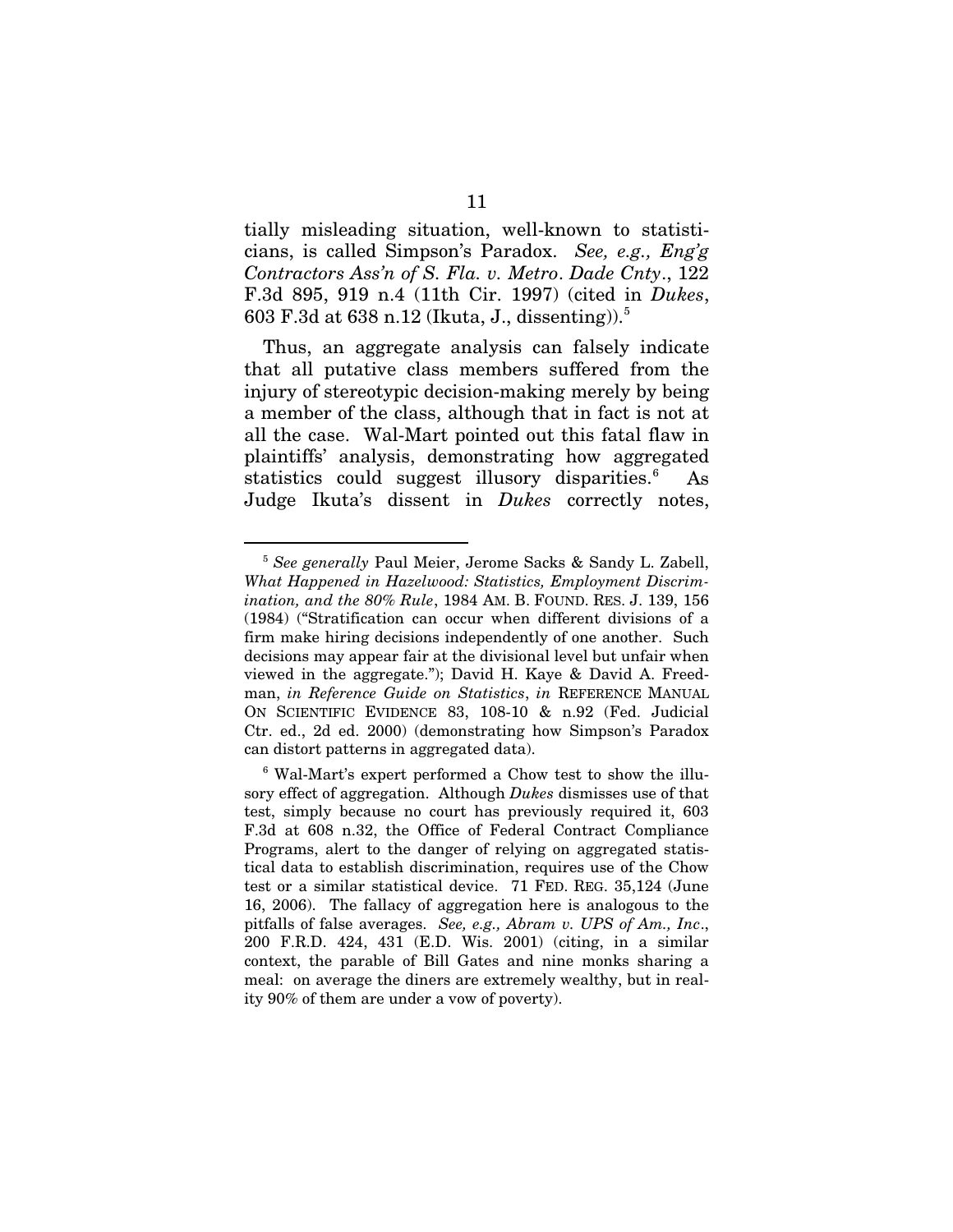tially misleading situation, well-known to statisticians, is called Simpson's Paradox. *See, e.g., Eng'g Contractors Ass'n of S. Fla. v. Metro. Dade Cnty.*, 122 F.3d 895, 919 n.4 (11th Cir. 1997) (cited in *Dukes*, 603 F.3d at 638 n.12 (Ikuta, J., dissenting)).[5]

Thus, an aggregate analysis can falsely indicate that all putative class members suffered from the injury of stereotypic decision-making merely by being a member of the class, although that in fact is not at all the case. Wal-Mart pointed out this fatal flaw in plaintiffs' analysis, demonstrating how aggregated statistics could suggest illusory disparities.[6] As Judge Ikuta's dissent in *Dukes* correctly notes,

---

[5] *See generally* Paul Meier, Jerome Sacks & Sandy L. Zabell, *What Happened in Hazelwood: Statistics, Employment Discrimination, and the 80% Rule*, 1984 AM. B. FOUND. RES. J. 139, 156 (1984) ("Stratification can occur when different divisions of a firm make hiring decisions independently of one another. Such decisions may appear fair at the divisional level but unfair when viewed in the aggregate."); David H. Kaye & David A. Freedman, *in Reference Guide on Statistics*, *in* REFERENCE MANUAL ON SCIENTIFIC EVIDENCE 83, 108-10 & n.92 (Fed. Judicial Ctr. ed., 2d ed. 2000) (demonstrating how Simpson's Paradox can distort patterns in aggregated data).

[6] Wal-Mart's expert performed a Chow test to show the illusory effect of aggregation. Although *Dukes* dismisses use of that test, simply because no court has previously required it, 603 F.3d at 608 n.32, the Office of Federal Contract Compliance Programs, alert to the danger of relying on aggregated statistical data to establish discrimination, requires use of the Chow test or a similar statistical device. 71 FED. REG. 35,124 (June 16, 2006). The fallacy of aggregation here is analogous to the pitfalls of false averages. *See, e.g., Abram v. UPS of Am., Inc.*, 200 F.R.D. 424, 431 (E.D. Wis. 2001) (citing, in a similar context, the parable of Bill Gates and nine monks sharing a meal: on average the diners are extremely wealthy, but in reality 90% of them are under a vow of poverty).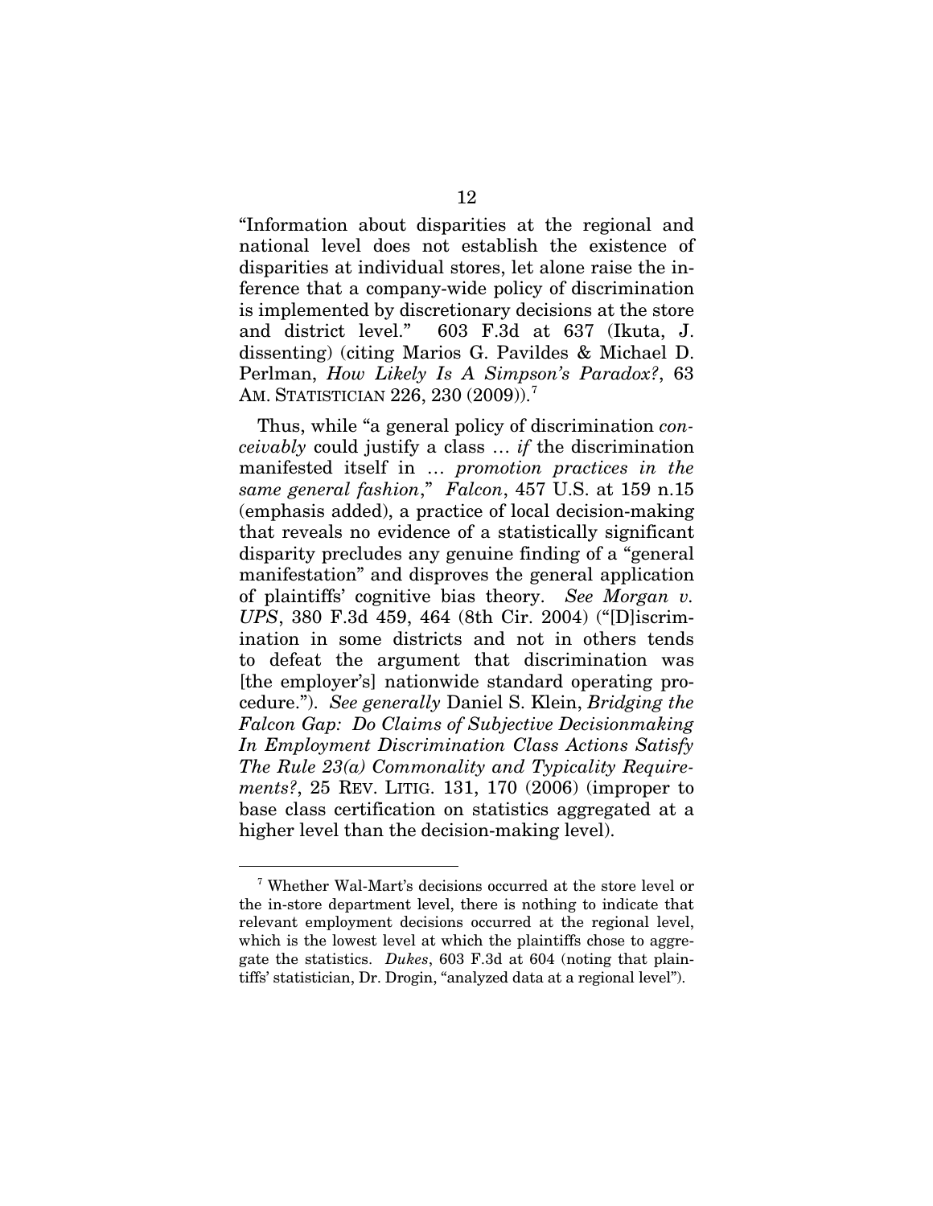"Information about disparities at the regional and national level does not establish the existence of disparities at individual stores, let alone raise the inference that a company-wide policy of discrimination is implemented by discretionary decisions at the store and district level." 603 F.3d at 637 (Ikuta, J. dissenting) (citing Marios G. Pavildes & Michael D. Perlman, *How Likely Is A Simpson's Paradox?*, 63 AM. STATISTICIAN 226, 230 (2009)).[7]

Thus, while "a general policy of discrimination *conceivably* could justify a class … *if* the discrimination manifested itself in … *promotion practices in the same general fashion*," *Falcon*, 457 U.S. at 159 n.15 (emphasis added), a practice of local decision-making that reveals no evidence of a statistically significant disparity precludes any genuine finding of a "general manifestation" and disproves the general application of plaintiffs' cognitive bias theory. *See Morgan v. UPS*, 380 F.3d 459, 464 (8th Cir. 2004) ("[D]iscrimination in some districts and not in others tends to defeat the argument that discrimination was [the employer's] nationwide standard operating procedure."). *See generally* Daniel S. Klein, *Bridging the Falcon Gap: Do Claims of Subjective Decisionmaking In Employment Discrimination Class Actions Satisfy The Rule 23(a) Commonality and Typicality Requirements?*, 25 REV. LITIG. 131, 170 (2006) (improper to base class certification on statistics aggregated at a higher level than the decision-making level).

---

[7] Whether Wal-Mart's decisions occurred at the store level or the in-store department level, there is nothing to indicate that relevant employment decisions occurred at the regional level, which is the lowest level at which the plaintiffs chose to aggregate the statistics. *Dukes*, 603 F.3d at 604 (noting that plaintiffs' statistician, Dr. Drogin, "analyzed data at a regional level").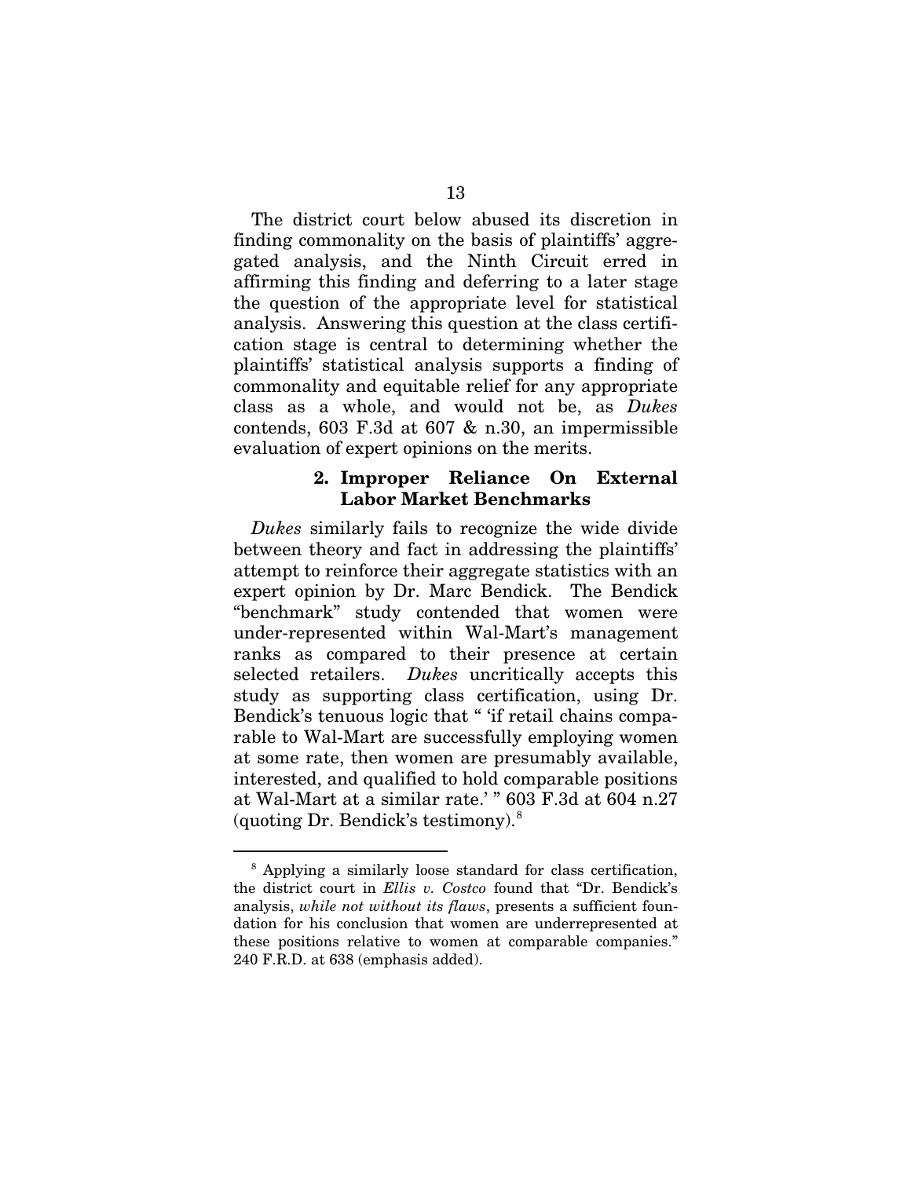The district court below abused its discretion in finding commonality on the basis of plaintiffs' aggregated analysis, and the Ninth Circuit erred in affirming this finding and deferring to a later stage the question of the appropriate level for statistical analysis. Answering this question at the class certification stage is central to determining whether the plaintiffs' statistical analysis supports a finding of commonality and equitable relief for any appropriate class as a whole, and would not be, as *Dukes* contends, 603 F.3d at 607 & n.30, an impermissible evaluation of expert opinions on the merits.

#### 2. Improper Reliance On External Labor Market Benchmarks

*Dukes* similarly fails to recognize the wide divide between theory and fact in addressing the plaintiffs' attempt to reinforce their aggregate statistics with an expert opinion by Dr. Marc Bendick. The Bendick "benchmark" study contended that women were under-represented within Wal-Mart's management ranks as compared to their presence at certain selected retailers. *Dukes* uncritically accepts this study as supporting class certification, using Dr. Bendick's tenuous logic that " 'if retail chains comparable to Wal-Mart are successfully employing women at some rate, then women are presumably available, interested, and qualified to hold comparable positions at Wal-Mart at a similar rate.' " 603 F.3d at 604 n.27 (quoting Dr. Bendick's testimony).[8]

---

[8] Applying a similarly loose standard for class certification, the district court in *Ellis v. Costco* found that "Dr. Bendick's analysis, *while not without its flaws*, presents a sufficient foundation for his conclusion that women are underrepresented at these positions relative to women at comparable companies." 240 F.R.D. at 638 (emphasis added).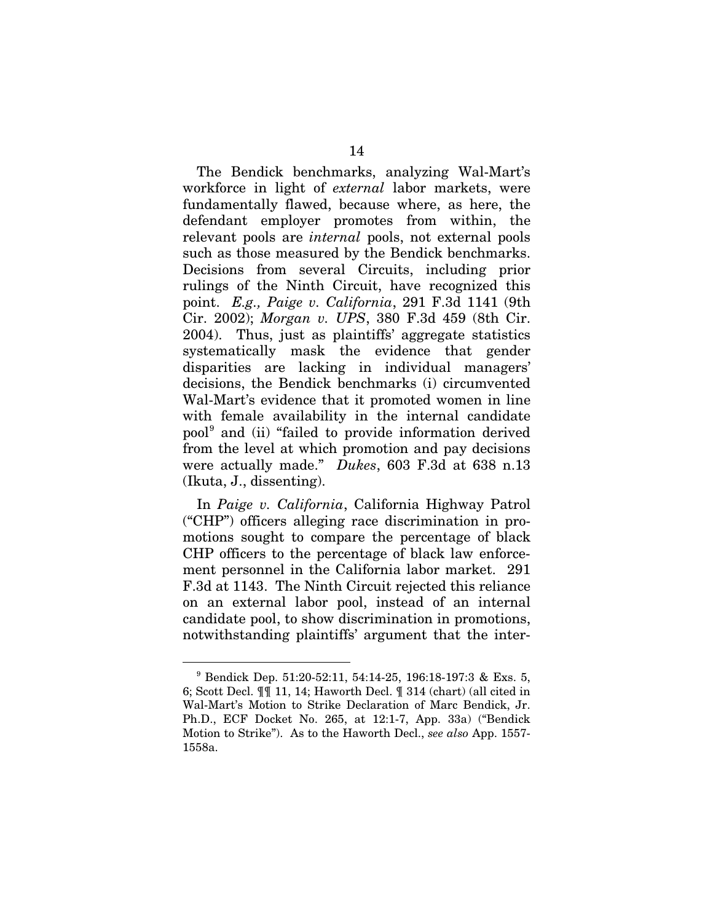The Bendick benchmarks, analyzing Wal-Mart's workforce in light of *external* labor markets, were fundamentally flawed, because where, as here, the defendant employer promotes from within, the relevant pools are *internal* pools, not external pools such as those measured by the Bendick benchmarks. Decisions from several Circuits, including prior rulings of the Ninth Circuit, have recognized this point. *E.g., Paige v. California*, 291 F.3d 1141 (9th Cir. 2002); *Morgan v. UPS*, 380 F.3d 459 (8th Cir. 2004). Thus, just as plaintiffs' aggregate statistics systematically mask the evidence that gender disparities are lacking in individual managers' decisions, the Bendick benchmarks (i) circumvented Wal-Mart's evidence that it promoted women in line with female availability in the internal candidate pool[9] and (ii) "failed to provide information derived from the level at which promotion and pay decisions were actually made." *Dukes*, 603 F.3d at 638 n.13 (Ikuta, J., dissenting).

In *Paige v. California*, California Highway Patrol ("CHP") officers alleging race discrimination in promotions sought to compare the percentage of black CHP officers to the percentage of black law enforcement personnel in the California labor market. 291 F.3d at 1143. The Ninth Circuit rejected this reliance on an external labor pool, instead of an internal candidate pool, to show discrimination in promotions, notwithstanding plaintiffs' argument that the inter-

---

[9] Bendick Dep. 51:20-52:11, 54:14-25, 196:18-197:3 & Exs. 5, 6; Scott Decl. ¶¶ 11, 14; Haworth Decl. ¶ 314 (chart) (all cited in Wal-Mart's Motion to Strike Declaration of Marc Bendick, Jr. Ph.D., ECF Docket No. 265, at 12:1-7, App. 33a) ("Bendick Motion to Strike"). As to the Haworth Decl., *see also* App. 1557-1558a.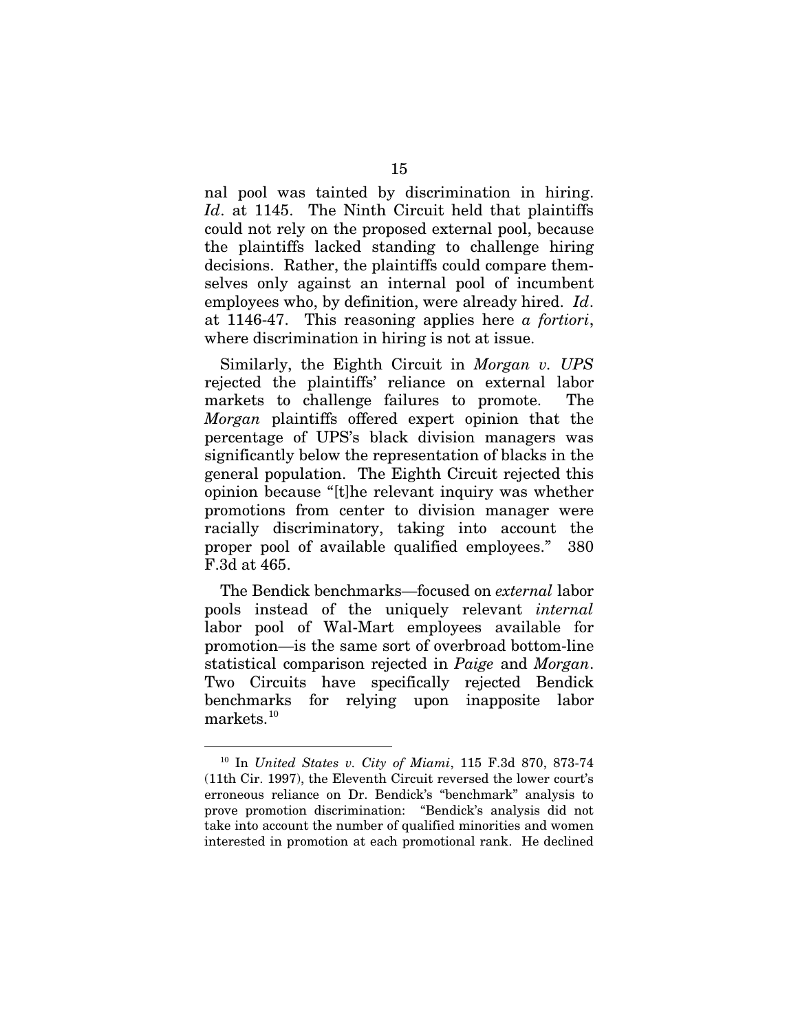nal pool was tainted by discrimination in hiring. *Id*. at 1145. The Ninth Circuit held that plaintiffs could not rely on the proposed external pool, because the plaintiffs lacked standing to challenge hiring decisions. Rather, the plaintiffs could compare themselves only against an internal pool of incumbent employees who, by definition, were already hired. *Id*. at 1146-47. This reasoning applies here *a fortiori*, where discrimination in hiring is not at issue.

Similarly, the Eighth Circuit in *Morgan v. UPS* rejected the plaintiffs' reliance on external labor markets to challenge failures to promote. The *Morgan* plaintiffs offered expert opinion that the percentage of UPS's black division managers was significantly below the representation of blacks in the general population. The Eighth Circuit rejected this opinion because "[t]he relevant inquiry was whether promotions from center to division manager were racially discriminatory, taking into account the proper pool of available qualified employees." 380 F.3d at 465.

The Bendick benchmarks—focused on *external* labor pools instead of the uniquely relevant *internal* labor pool of Wal-Mart employees available for promotion—is the same sort of overbroad bottom-line statistical comparison rejected in *Paige* and *Morgan*. Two Circuits have specifically rejected Bendick benchmarks for relying upon inapposite labor markets.[10]

---

[10] In *United States v. City of Miami*, 115 F.3d 870, 873-74 (11th Cir. 1997), the Eleventh Circuit reversed the lower court's erroneous reliance on Dr. Bendick's "benchmark" analysis to prove promotion discrimination: "Bendick's analysis did not take into account the number of qualified minorities and women interested in promotion at each promotional rank. He declined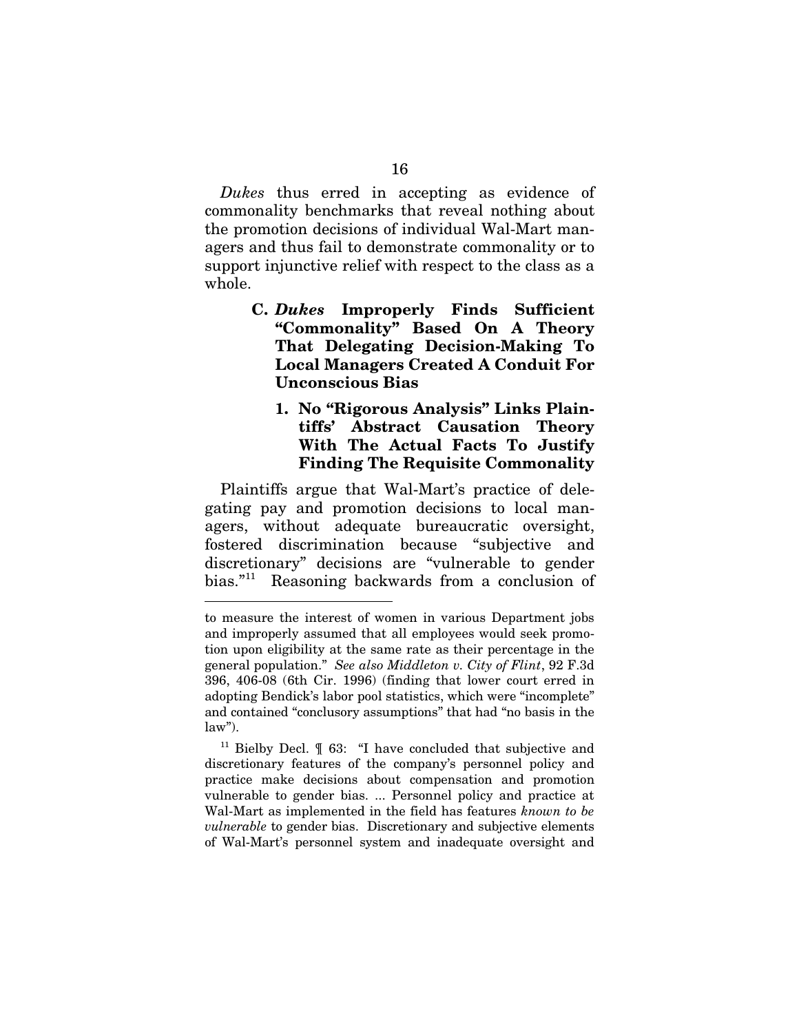*Dukes* thus erred in accepting as evidence of commonality benchmarks that reveal nothing about the promotion decisions of individual Wal-Mart managers and thus fail to demonstrate commonality or to support injunctive relief with respect to the class as a whole.

### C. *Dukes* Improperly Finds Sufficient "Commonality" Based On A Theory That Delegating Decision-Making To Local Managers Created A Conduit For Unconscious Bias

#### 1. No "Rigorous Analysis" Links Plaintiffs' Abstract Causation Theory With The Actual Facts To Justify Finding The Requisite Commonality

Plaintiffs argue that Wal-Mart's practice of delegating pay and promotion decisions to local managers, without adequate bureaucratic oversight, fostered discrimination because "subjective and discretionary" decisions are "vulnerable to gender bias."[11] Reasoning backwards from a conclusion of

---

to measure the interest of women in various Department jobs and improperly assumed that all employees would seek promotion upon eligibility at the same rate as their percentage in the general population." *See also Middleton v. City of Flint*, 92 F.3d 396, 406-08 (6th Cir. 1996) (finding that lower court erred in adopting Bendick's labor pool statistics, which were "incomplete" and contained "conclusory assumptions" that had "no basis in the law").

[11] Bielby Decl. ¶ 63: "I have concluded that subjective and discretionary features of the company's personnel policy and practice make decisions about compensation and promotion vulnerable to gender bias. ... Personnel policy and practice at Wal-Mart as implemented in the field has features *known to be vulnerable* to gender bias. Discretionary and subjective elements of Wal-Mart's personnel system and inadequate oversight and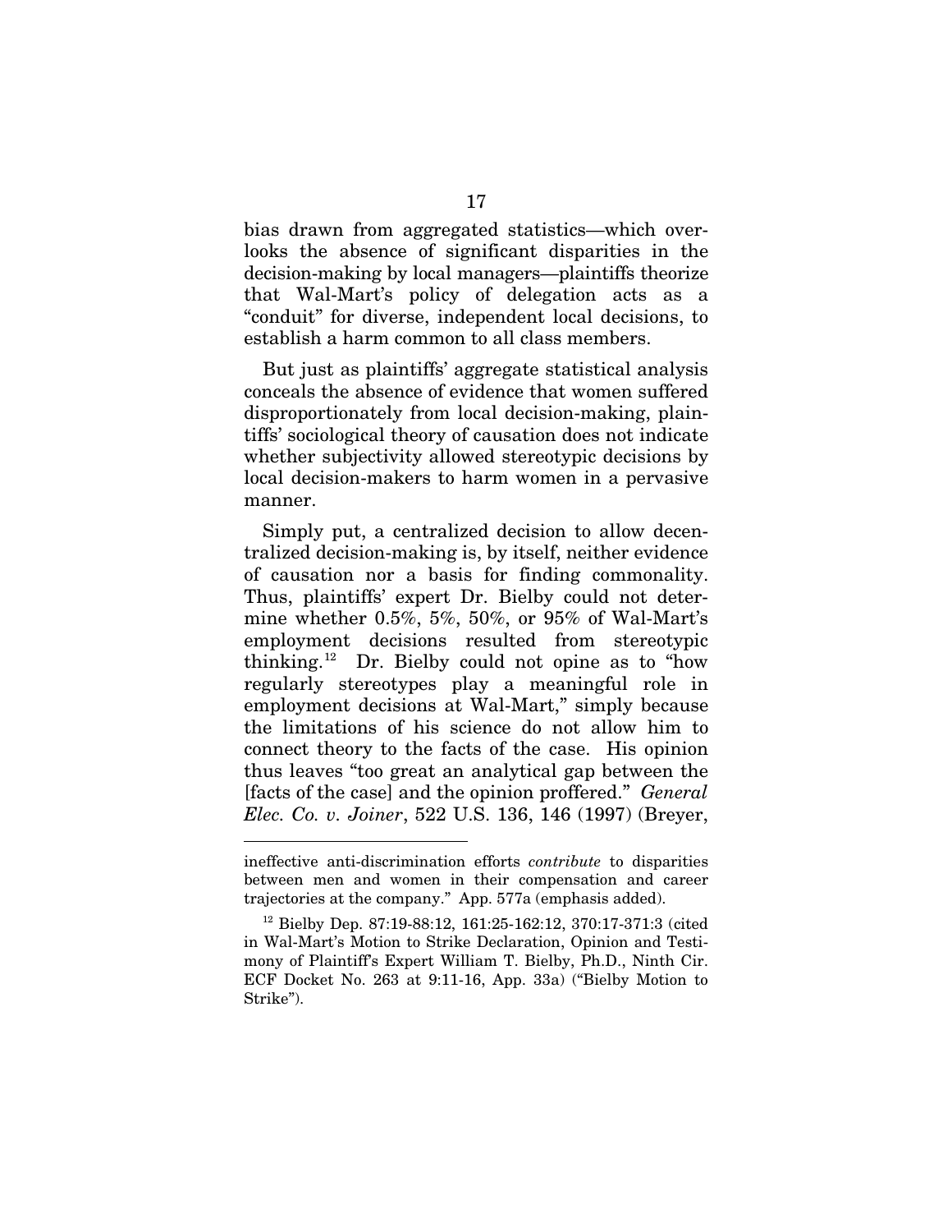bias drawn from aggregated statistics—which overlooks the absence of significant disparities in the decision-making by local managers—plaintiffs theorize that Wal-Mart's policy of delegation acts as a "conduit" for diverse, independent local decisions, to establish a harm common to all class members.

But just as plaintiffs' aggregate statistical analysis conceals the absence of evidence that women suffered disproportionately from local decision-making, plaintiffs' sociological theory of causation does not indicate whether subjectivity allowed stereotypic decisions by local decision-makers to harm women in a pervasive manner.

Simply put, a centralized decision to allow decentralized decision-making is, by itself, neither evidence of causation nor a basis for finding commonality. Thus, plaintiffs' expert Dr. Bielby could not determine whether 0.5%, 5%, 50%, or 95% of Wal-Mart's employment decisions resulted from stereotypic thinking.[12] Dr. Bielby could not opine as to "how regularly stereotypes play a meaningful role in employment decisions at Wal-Mart," simply because the limitations of his science do not allow him to connect theory to the facts of the case. His opinion thus leaves "too great an analytical gap between the [facts of the case] and the opinion proffered." *General Elec. Co. v. Joiner*, 522 U.S. 136, 146 (1997) (Breyer,

---

ineffective anti-discrimination efforts *contribute* to disparities between men and women in their compensation and career trajectories at the company." App. 577a (emphasis added).

[12] Bielby Dep. 87:19-88:12, 161:25-162:12, 370:17-371:3 (cited in Wal-Mart's Motion to Strike Declaration, Opinion and Testimony of Plaintiff's Expert William T. Bielby, Ph.D., Ninth Cir. ECF Docket No. 263 at 9:11-16, App. 33a) ("Bielby Motion to Strike").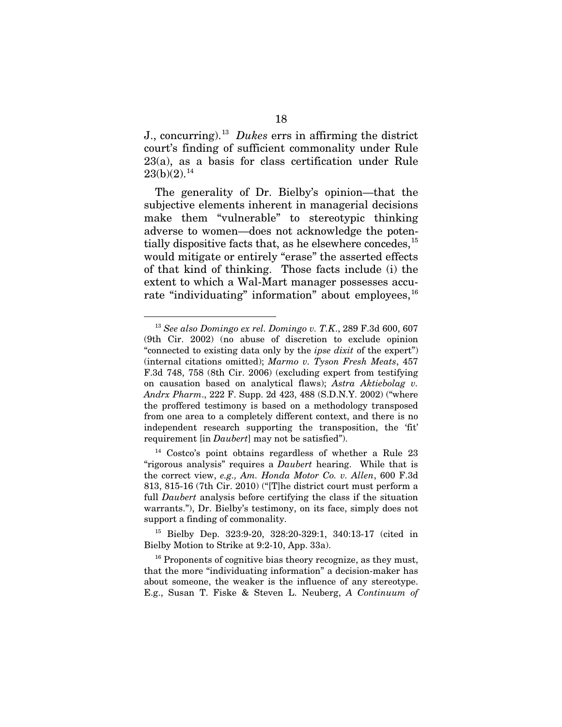J., concurring).[13] *Dukes* errs in affirming the district court's finding of sufficient commonality under Rule 23(a), as a basis for class certification under Rule 23(b)(2).[14]

The generality of Dr. Bielby's opinion—that the subjective elements inherent in managerial decisions make them "vulnerable" to stereotypic thinking adverse to women—does not acknowledge the potentially dispositive facts that, as he elsewhere concedes,[15] would mitigate or entirely "erase" the asserted effects of that kind of thinking. Those facts include (i) the extent to which a Wal-Mart manager possesses accurate "individuating" information" about employees,[16]

---

[13] *See also Domingo ex rel. Domingo v. T.K.*, 289 F.3d 600, 607 (9th Cir. 2002) (no abuse of discretion to exclude opinion "connected to existing data only by the *ipse dixit* of the expert") (internal citations omitted); *Marmo v. Tyson Fresh Meats*, 457 F.3d 748, 758 (8th Cir. 2006) (excluding expert from testifying on causation based on analytical flaws); *Astra Aktiebolag v. Andrx Pharm*., 222 F. Supp. 2d 423, 488 (S.D.N.Y. 2002) ("where the proffered testimony is based on a methodology transposed from one area to a completely different context, and there is no independent research supporting the transposition, the 'fit' requirement [in *Daubert*] may not be satisfied").

[14] Costco's point obtains regardless of whether a Rule 23 "rigorous analysis" requires a *Daubert* hearing. While that is the correct view, *e.g., Am. Honda Motor Co. v. Allen*, 600 F.3d 813, 815-16 (7th Cir. 2010) ("[T]he district court must perform a full *Daubert* analysis before certifying the class if the situation warrants."), Dr. Bielby's testimony, on its face, simply does not support a finding of commonality.

[15] Bielby Dep. 323:9-20, 328:20-329:1, 340:13-17 (cited in Bielby Motion to Strike at 9:2-10, App. 33a).

[16] Proponents of cognitive bias theory recognize, as they must, that the more "individuating information" a decision-maker has about someone, the weaker is the influence of any stereotype. E.g., Susan T. Fiske & Steven L. Neuberg, *A Continuum of*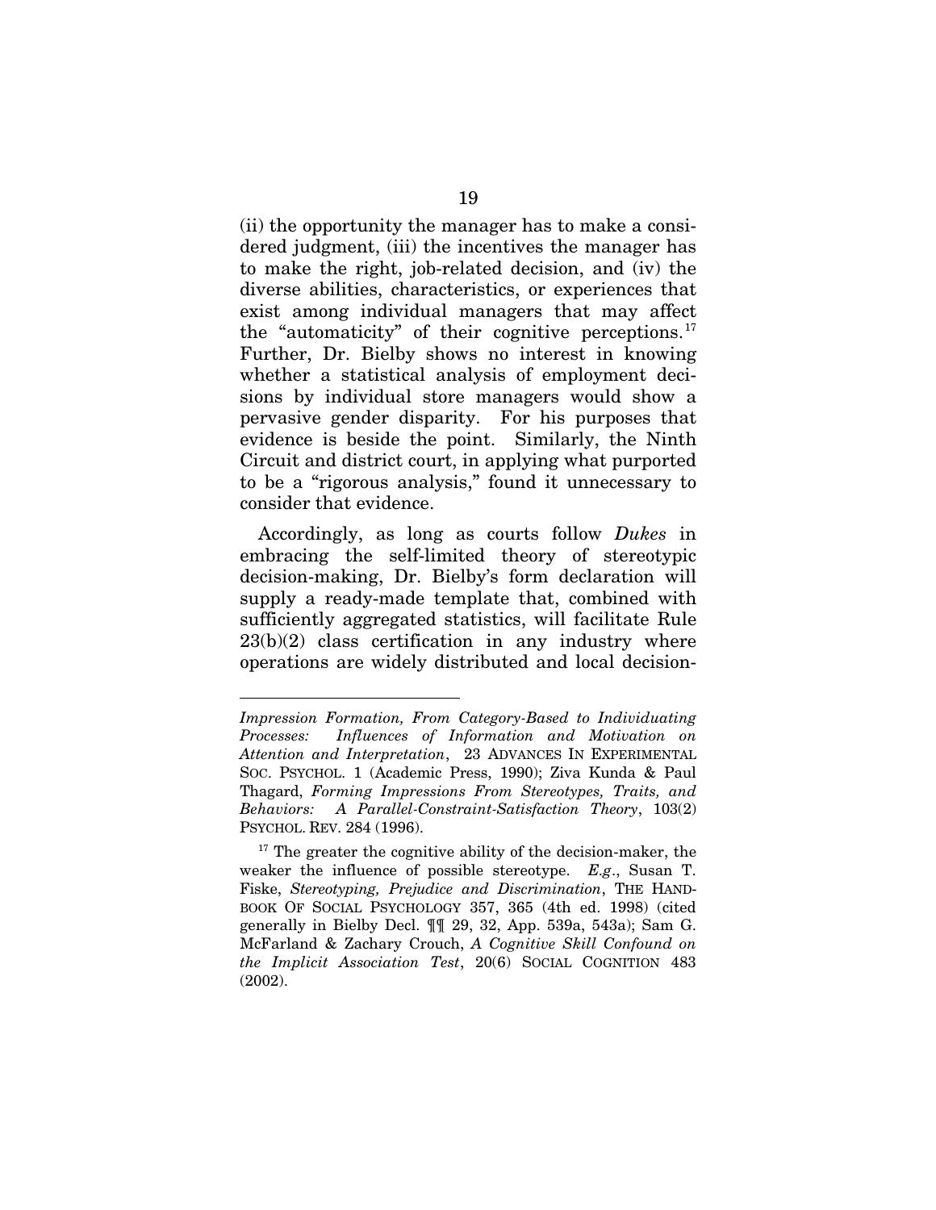(ii) the opportunity the manager has to make a considered judgment, (iii) the incentives the manager has to make the right, job-related decision, and (iv) the diverse abilities, characteristics, or experiences that exist among individual managers that may affect the "automaticity" of their cognitive perceptions.[17] Further, Dr. Bielby shows no interest in knowing whether a statistical analysis of employment decisions by individual store managers would show a pervasive gender disparity. For his purposes that evidence is beside the point. Similarly, the Ninth Circuit and district court, in applying what purported to be a "rigorous analysis," found it unnecessary to consider that evidence.

Accordingly, as long as courts follow *Dukes* in embracing the self-limited theory of stereotypic decision-making, Dr. Bielby's form declaration will supply a ready-made template that, combined with sufficiently aggregated statistics, will facilitate Rule 23(b)(2) class certification in any industry where operations are widely distributed and local decision-

---

*Impression Formation, From Category-Based to Individuating Processes: Influences of Information and Motivation on Attention and Interpretation*, 23 ADVANCES IN EXPERIMENTAL SOC. PSYCHOL. 1 (Academic Press, 1990); Ziva Kunda & Paul Thagard, *Forming Impressions From Stereotypes, Traits, and Behaviors: A Parallel-Constraint-Satisfaction Theory*, 103(2) PSYCHOL. REV. 284 (1996).

[17] The greater the cognitive ability of the decision-maker, the weaker the influence of possible stereotype. *E.g.*, Susan T. Fiske, *Stereotyping, Prejudice and Discrimination*, THE HANDBOOK OF SOCIAL PSYCHOLOGY 357, 365 (4th ed. 1998) (cited generally in Bielby Decl. ¶¶ 29, 32, App. 539a, 543a); Sam G. McFarland & Zachary Crouch, *A Cognitive Skill Confound on the Implicit Association Test*, 20(6) SOCIAL COGNITION 483 (2002).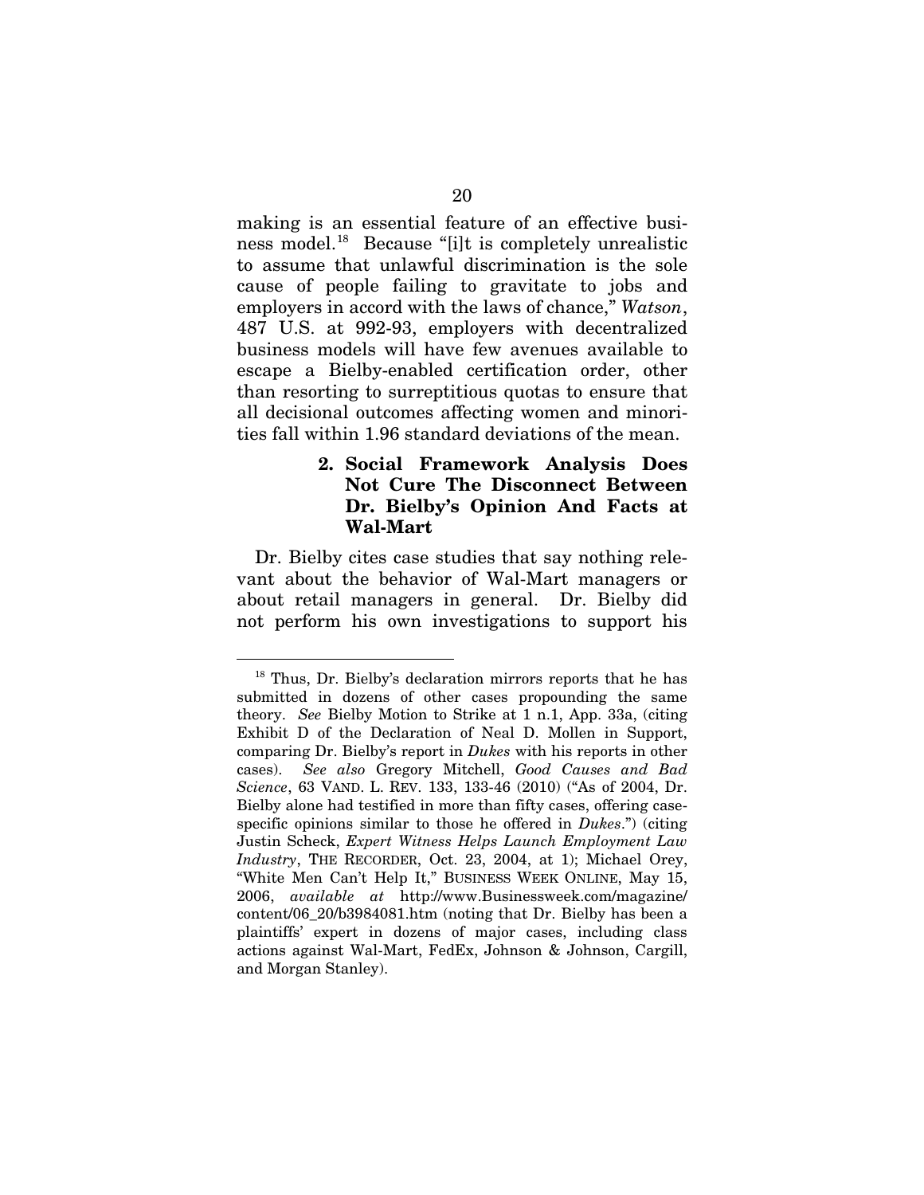making is an essential feature of an effective business model.[18] Because "[i]t is completely unrealistic to assume that unlawful discrimination is the sole cause of people failing to gravitate to jobs and employers in accord with the laws of chance," *Watson*, 487 U.S. at 992-93, employers with decentralized business models will have few avenues available to escape a Bielby-enabled certification order, other than resorting to surreptitious quotas to ensure that all decisional outcomes affecting women and minorities fall within 1.96 standard deviations of the mean.

#### 2. Social Framework Analysis Does Not Cure The Disconnect Between Dr. Bielby's Opinion And Facts at Wal-Mart

Dr. Bielby cites case studies that say nothing relevant about the behavior of Wal-Mart managers or about retail managers in general. Dr. Bielby did not perform his own investigations to support his

---

[18] Thus, Dr. Bielby's declaration mirrors reports that he has submitted in dozens of other cases propounding the same theory. *See* Bielby Motion to Strike at 1 n.1, App. 33a, (citing Exhibit D of the Declaration of Neal D. Mollen in Support, comparing Dr. Bielby's report in *Dukes* with his reports in other cases). *See also* Gregory Mitchell, *Good Causes and Bad Science*, 63 VAND. L. REV. 133, 133-46 (2010) ("As of 2004, Dr. Bielby alone had testified in more than fifty cases, offering case-specific opinions similar to those he offered in *Dukes*.") (citing Justin Scheck, *Expert Witness Helps Launch Employment Law Industry*, THE RECORDER, Oct. 23, 2004, at 1); Michael Orey, "White Men Can't Help It," BUSINESS WEEK ONLINE, May 15, 2006, *available at* http://www.Businessweek.com/magazine/content/06_20/b3984081.htm (noting that Dr. Bielby has been a plaintiffs' expert in dozens of major cases, including class actions against Wal-Mart, FedEx, Johnson & Johnson, Cargill, and Morgan Stanley).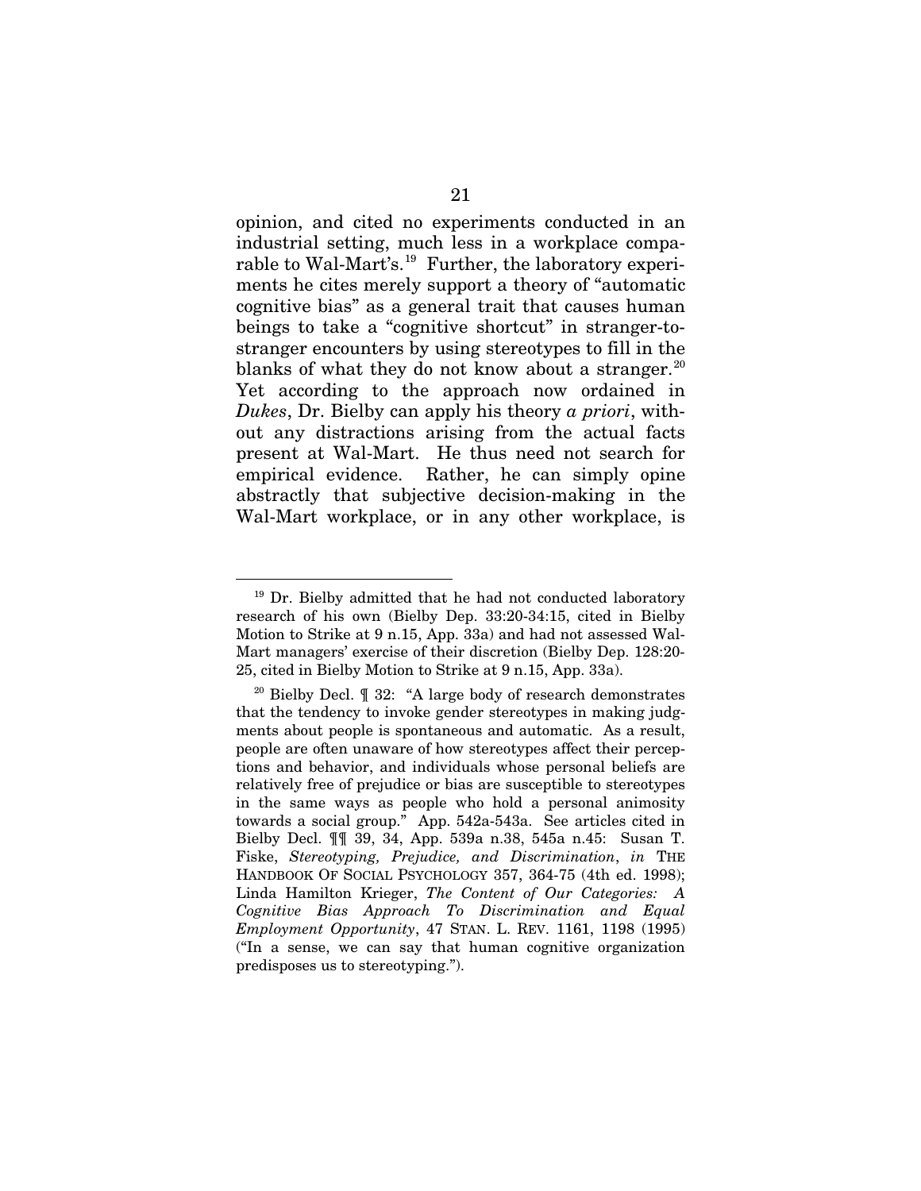opinion, and cited no experiments conducted in an industrial setting, much less in a workplace comparable to Wal-Mart's.[19] Further, the laboratory experiments he cites merely support a theory of "automatic cognitive bias" as a general trait that causes human beings to take a "cognitive shortcut" in stranger-to-stranger encounters by using stereotypes to fill in the blanks of what they do not know about a stranger.[20] Yet according to the approach now ordained in *Dukes*, Dr. Bielby can apply his theory *a priori*, without any distractions arising from the actual facts present at Wal-Mart. He thus need not search for empirical evidence. Rather, he can simply opine abstractly that subjective decision-making in the Wal-Mart workplace, or in any other workplace, is

---

[19] Dr. Bielby admitted that he had not conducted laboratory research of his own (Bielby Dep. 33:20-34:15, cited in Bielby Motion to Strike at 9 n.15, App. 33a) and had not assessed Wal-Mart managers' exercise of their discretion (Bielby Dep. 128:20-25, cited in Bielby Motion to Strike at 9 n.15, App. 33a).

[20] Bielby Decl. ¶ 32: "A large body of research demonstrates that the tendency to invoke gender stereotypes in making judgments about people is spontaneous and automatic. As a result, people are often unaware of how stereotypes affect their perceptions and behavior, and individuals whose personal beliefs are relatively free of prejudice or bias are susceptible to stereotypes in the same ways as people who hold a personal animosity towards a social group." App. 542a-543a. See articles cited in Bielby Decl. ¶¶ 39, 34, App. 539a n.38, 545a n.45: Susan T. Fiske, *Stereotyping, Prejudice, and Discrimination*, *in* THE HANDBOOK OF SOCIAL PSYCHOLOGY 357, 364-75 (4th ed. 1998); Linda Hamilton Krieger, *The Content of Our Categories: A Cognitive Bias Approach To Discrimination and Equal Employment Opportunity*, 47 STAN. L. REV. 1161, 1198 (1995) ("In a sense, we can say that human cognitive organization predisposes us to stereotyping.").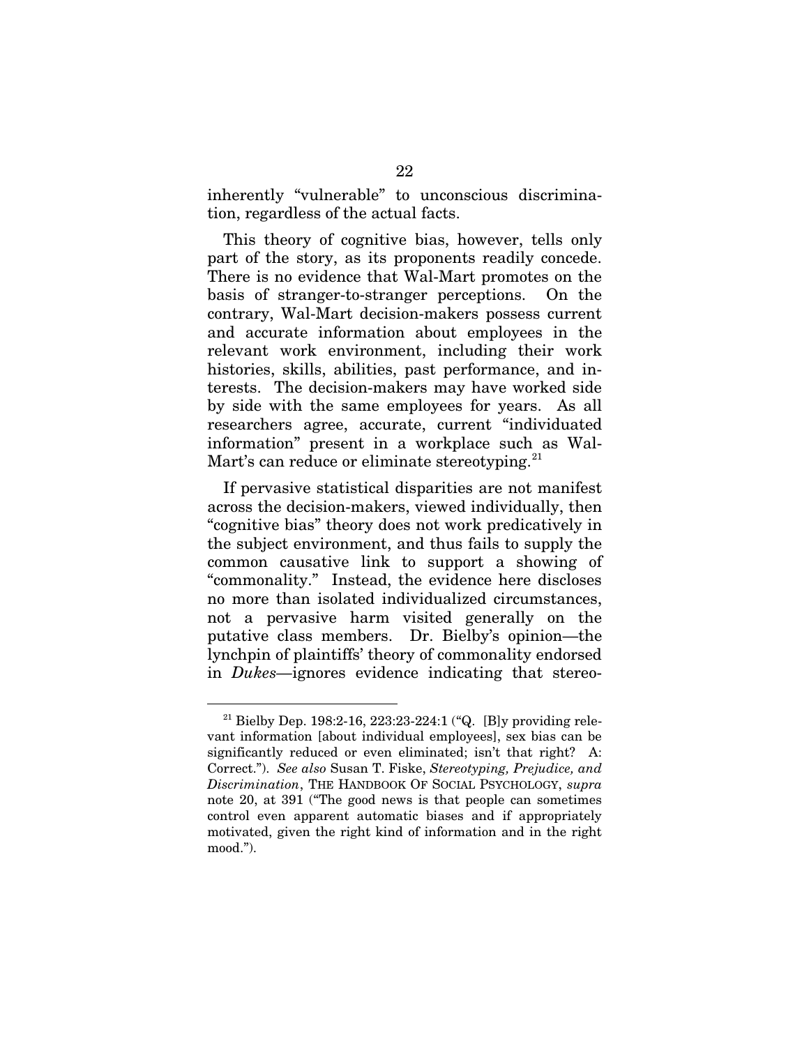inherently "vulnerable" to unconscious discrimination, regardless of the actual facts.

This theory of cognitive bias, however, tells only part of the story, as its proponents readily concede. There is no evidence that Wal-Mart promotes on the basis of stranger-to-stranger perceptions. On the contrary, Wal-Mart decision-makers possess current and accurate information about employees in the relevant work environment, including their work histories, skills, abilities, past performance, and interests. The decision-makers may have worked side by side with the same employees for years. As all researchers agree, accurate, current "individuated information" present in a workplace such as Wal-Mart's can reduce or eliminate stereotyping.[21]

If pervasive statistical disparities are not manifest across the decision-makers, viewed individually, then "cognitive bias" theory does not work predicatively in the subject environment, and thus fails to supply the common causative link to support a showing of "commonality." Instead, the evidence here discloses no more than isolated individualized circumstances, not a pervasive harm visited generally on the putative class members. Dr. Bielby's opinion—the lynchpin of plaintiffs' theory of commonality endorsed in *Dukes*—ignores evidence indicating that stereo-

---

[21] Bielby Dep. 198:2-16, 223:23-224:1 ("Q. [B]y providing relevant information [about individual employees], sex bias can be significantly reduced or even eliminated; isn't that right? A: Correct."). *See also* Susan T. Fiske, *Stereotyping, Prejudice, and Discrimination*, THE HANDBOOK OF SOCIAL PSYCHOLOGY, *supra* note 20, at 391 ("The good news is that people can sometimes control even apparent automatic biases and if appropriately motivated, given the right kind of information and in the right mood.").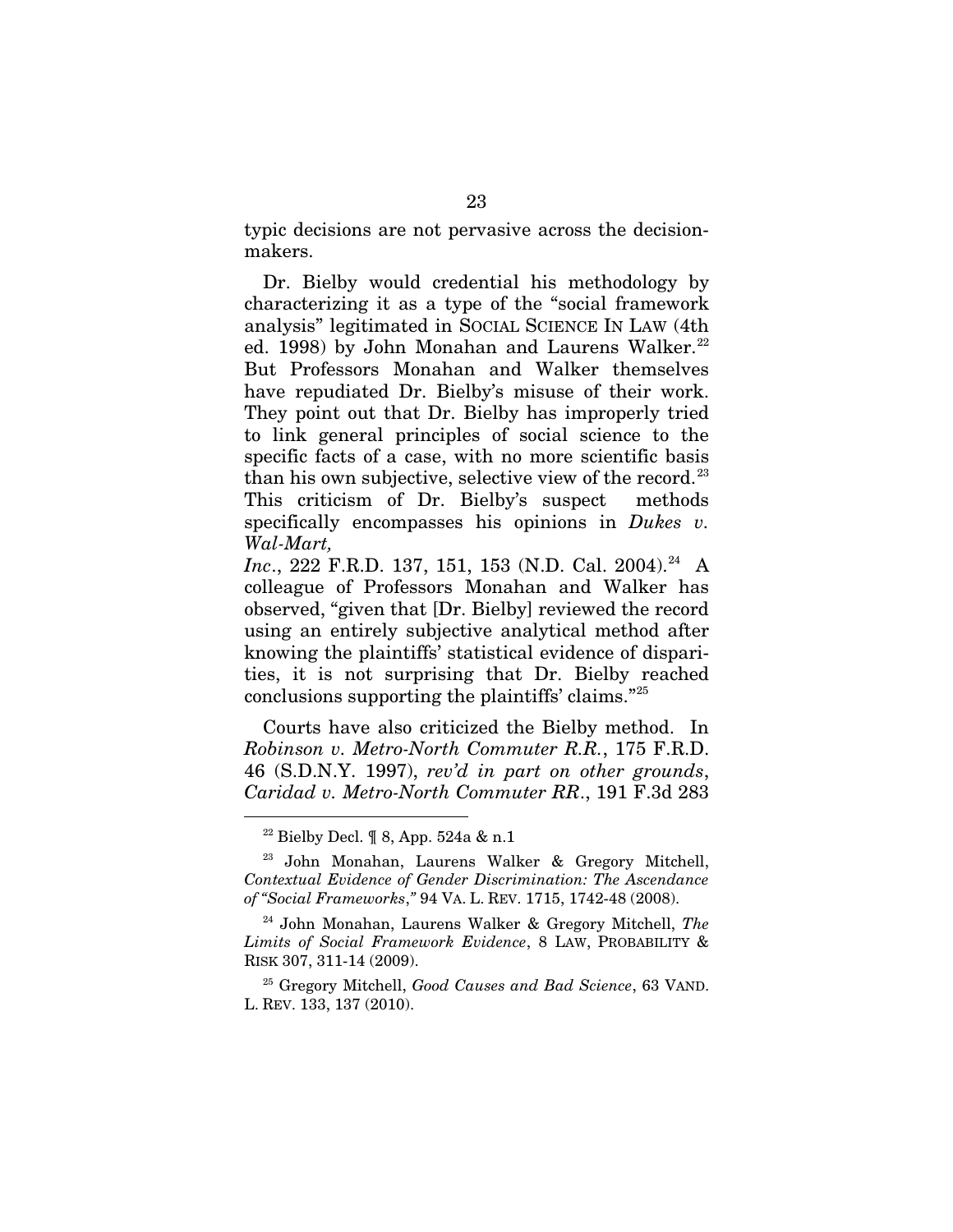typic decisions are not pervasive across the decision-makers.

Dr. Bielby would credential his methodology by characterizing it as a type of the "social framework analysis" legitimated in SOCIAL SCIENCE IN LAW (4th ed. 1998) by John Monahan and Laurens Walker.[22] But Professors Monahan and Walker themselves have repudiated Dr. Bielby's misuse of their work. They point out that Dr. Bielby has improperly tried to link general principles of social science to the specific facts of a case, with no more scientific basis than his own subjective, selective view of the record.[23] This criticism of Dr. Bielby's suspect methods specifically encompasses his opinions in *Dukes v. Wal-Mart, Inc*., 222 F.R.D. 137, 151, 153 (N.D. Cal. 2004).[24] A colleague of Professors Monahan and Walker has observed, "given that [Dr. Bielby] reviewed the record using an entirely subjective analytical method after knowing the plaintiffs' statistical evidence of disparities, it is not surprising that Dr. Bielby reached conclusions supporting the plaintiffs' claims."[25]

Courts have also criticized the Bielby method. In *Robinson v. Metro-North Commuter R.R.*, 175 F.R.D. 46 (S.D.N.Y. 1997), *rev'd in part on other grounds*, *Caridad v. Metro-North Commuter RR*., 191 F.3d 283

---

[22] Bielby Decl. ¶ 8, App. 524a & n.1

[23] John Monahan, Laurens Walker & Gregory Mitchell, *Contextual Evidence of Gender Discrimination: The Ascendance of "Social Frameworks*,*"* 94 VA. L. REV. 1715, 1742-48 (2008).

[24] John Monahan, Laurens Walker & Gregory Mitchell, *The Limits of Social Framework Evidence*, 8 LAW, PROBABILITY & RISK 307, 311-14 (2009).

[25] Gregory Mitchell, *Good Causes and Bad Science*, 63 VAND. L. REV. 133, 137 (2010).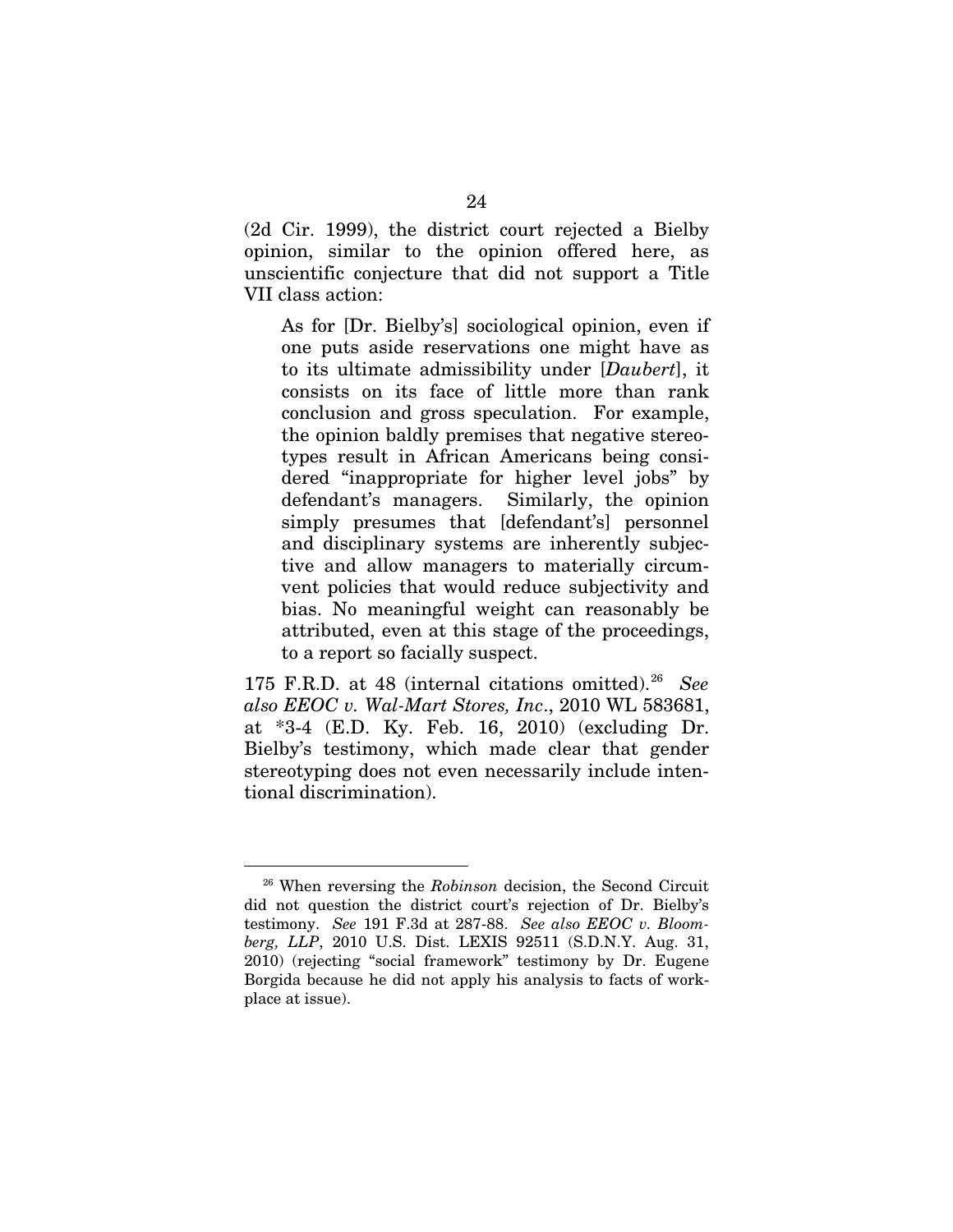(2d Cir. 1999), the district court rejected a Bielby opinion, similar to the opinion offered here, as unscientific conjecture that did not support a Title VII class action:

> As for [Dr. Bielby's] sociological opinion, even if one puts aside reservations one might have as to its ultimate admissibility under [*Daubert*], it consists on its face of little more than rank conclusion and gross speculation. For example, the opinion baldly premises that negative stereotypes result in African Americans being considered "inappropriate for higher level jobs" by defendant's managers. Similarly, the opinion simply presumes that [defendant's] personnel and disciplinary systems are inherently subjective and allow managers to materially circumvent policies that would reduce subjectivity and bias. No meaningful weight can reasonably be attributed, even at this stage of the proceedings, to a report so facially suspect.

175 F.R.D. at 48 (internal citations omitted).[26] *See also EEOC v. Wal-Mart Stores, Inc*., 2010 WL 583681, at *3-4 (E.D. Ky. Feb. 16, 2010) (excluding Dr. Bielby's testimony, which made clear that gender stereotyping does not even necessarily include intentional discrimination).

---

[26] When reversing the *Robinson* decision, the Second Circuit did not question the district court's rejection of Dr. Bielby's testimony. *See* 191 F.3d at 287-88. *See also EEOC v. Bloomberg, LLP*, 2010 U.S. Dist. LEXIS 92511 (S.D.N.Y. Aug. 31, 2010) (rejecting "social framework" testimony by Dr. Eugene Borgida because he did not apply his analysis to facts of workplace at issue).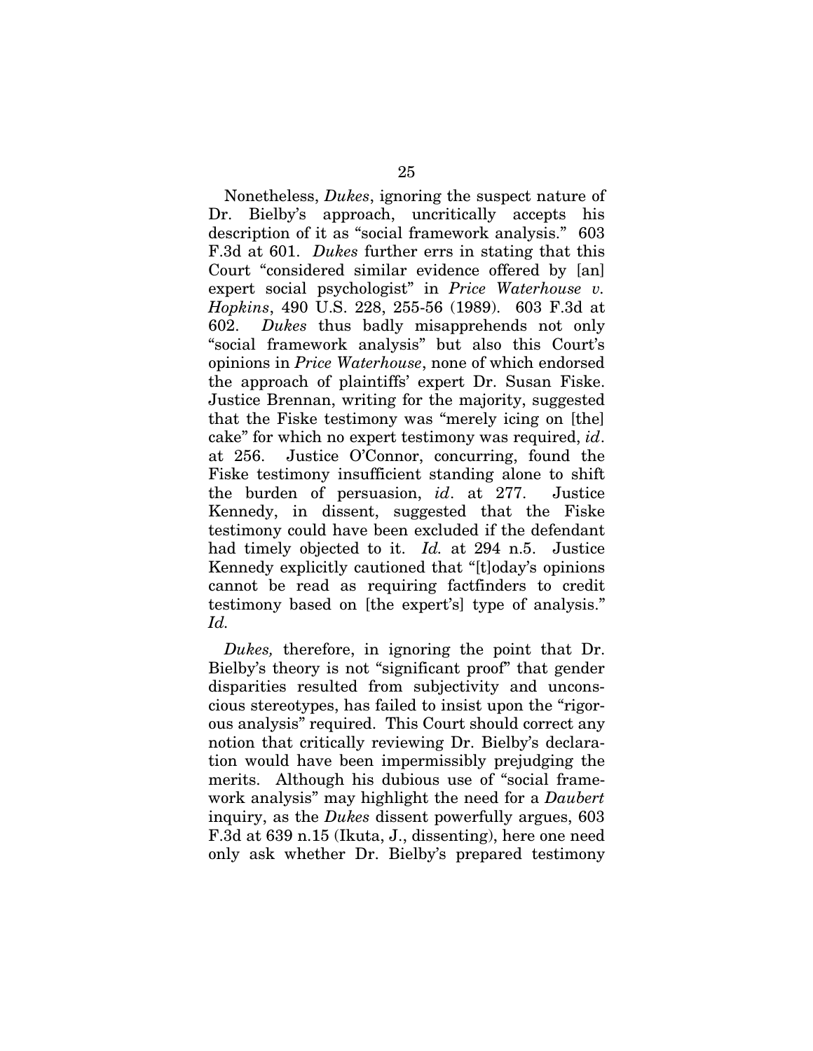Nonetheless, *Dukes*, ignoring the suspect nature of Dr. Bielby's approach, uncritically accepts his description of it as "social framework analysis." 603 F.3d at 601. *Dukes* further errs in stating that this Court "considered similar evidence offered by [an] expert social psychologist" in *Price Waterhouse v. Hopkins*, 490 U.S. 228, 255-56 (1989). 603 F.3d at 602. *Dukes* thus badly misapprehends not only "social framework analysis" but also this Court's opinions in *Price Waterhouse*, none of which endorsed the approach of plaintiffs' expert Dr. Susan Fiske. Justice Brennan, writing for the majority, suggested that the Fiske testimony was "merely icing on [the] cake" for which no expert testimony was required, *id*. at 256. Justice O'Connor, concurring, found the Fiske testimony insufficient standing alone to shift the burden of persuasion, *id*. at 277. Justice Kennedy, in dissent, suggested that the Fiske testimony could have been excluded if the defendant had timely objected to it. *Id.* at 294 n.5. Justice Kennedy explicitly cautioned that "[t]oday's opinions cannot be read as requiring factfinders to credit testimony based on [the expert's] type of analysis." *Id.*

*Dukes,* therefore, in ignoring the point that Dr. Bielby's theory is not "significant proof" that gender disparities resulted from subjectivity and unconscious stereotypes, has failed to insist upon the "rigorous analysis" required. This Court should correct any notion that critically reviewing Dr. Bielby's declaration would have been impermissibly prejudging the merits. Although his dubious use of "social framework analysis" may highlight the need for a *Daubert* inquiry, as the *Dukes* dissent powerfully argues, 603 F.3d at 639 n.15 (Ikuta, J., dissenting), here one need only ask whether Dr. Bielby's prepared testimony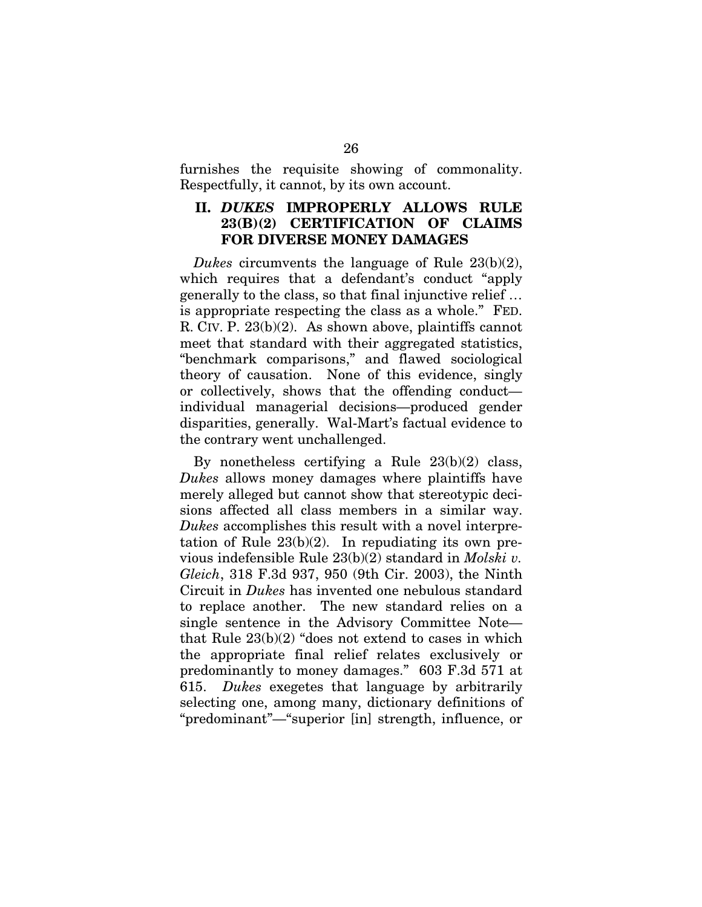furnishes the requisite showing of commonality. Respectfully, it cannot, by its own account.

## II. *DUKES* IMPROPERLY ALLOWS RULE 23(B)(2) CERTIFICATION OF CLAIMS FOR DIVERSE MONEY DAMAGES

*Dukes* circumvents the language of Rule 23(b)(2), which requires that a defendant's conduct "apply generally to the class, so that final injunctive relief … is appropriate respecting the class as a whole." FED. R. CIV. P. 23(b)(2). As shown above, plaintiffs cannot meet that standard with their aggregated statistics, "benchmark comparisons," and flawed sociological theory of causation. None of this evidence, singly or collectively, shows that the offending conduct—individual managerial decisions—produced gender disparities, generally. Wal-Mart's factual evidence to the contrary went unchallenged.

By nonetheless certifying a Rule 23(b)(2) class, *Dukes* allows money damages where plaintiffs have merely alleged but cannot show that stereotypic decisions affected all class members in a similar way. *Dukes* accomplishes this result with a novel interpretation of Rule 23(b)(2). In repudiating its own previous indefensible Rule 23(b)(2) standard in *Molski v. Gleich*, 318 F.3d 937, 950 (9th Cir. 2003), the Ninth Circuit in *Dukes* has invented one nebulous standard to replace another. The new standard relies on a single sentence in the Advisory Committee Note—that Rule 23(b)(2) "does not extend to cases in which the appropriate final relief relates exclusively or predominantly to money damages." 603 F.3d 571 at 615. *Dukes* exegetes that language by arbitrarily selecting one, among many, dictionary definitions of "predominant"—"superior [in] strength, influence, or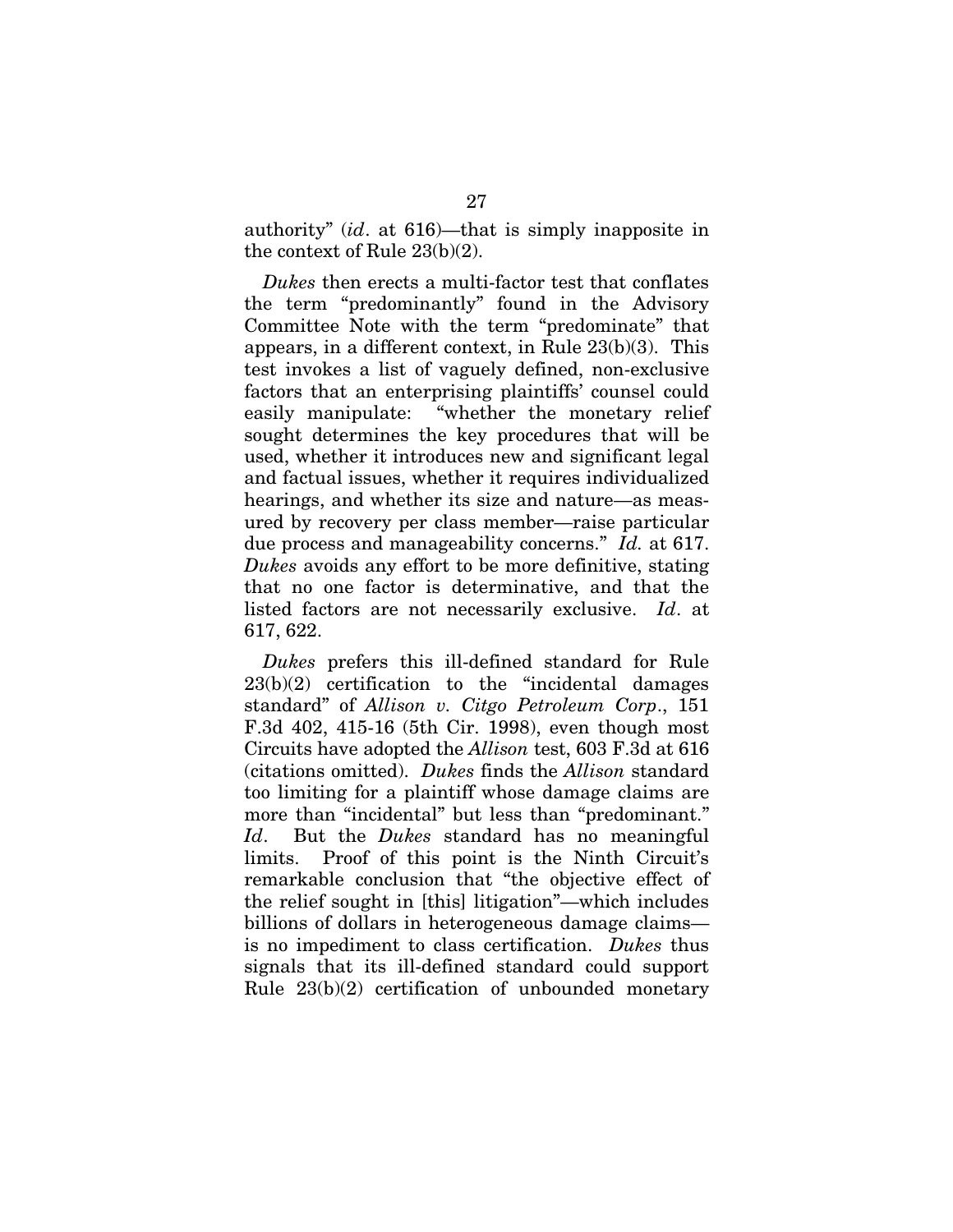authority" (*id*. at 616)—that is simply inapposite in the context of Rule 23(b)(2).

*Dukes* then erects a multi-factor test that conflates the term "predominantly" found in the Advisory Committee Note with the term "predominate" that appears, in a different context, in Rule 23(b)(3). This test invokes a list of vaguely defined, non-exclusive factors that an enterprising plaintiffs' counsel could easily manipulate: "whether the monetary relief sought determines the key procedures that will be used, whether it introduces new and significant legal and factual issues, whether it requires individualized hearings, and whether its size and nature—as measured by recovery per class member—raise particular due process and manageability concerns." *Id.* at 617. *Dukes* avoids any effort to be more definitive, stating that no one factor is determinative, and that the listed factors are not necessarily exclusive. *Id*. at 617, 622.

*Dukes* prefers this ill-defined standard for Rule 23(b)(2) certification to the "incidental damages standard" of *Allison v. Citgo Petroleum Corp*., 151 F.3d 402, 415-16 (5th Cir. 1998), even though most Circuits have adopted the *Allison* test, 603 F.3d at 616 (citations omitted). *Dukes* finds the *Allison* standard too limiting for a plaintiff whose damage claims are more than "incidental" but less than "predominant." *Id*. But the *Dukes* standard has no meaningful limits. Proof of this point is the Ninth Circuit's remarkable conclusion that "the objective effect of the relief sought in [this] litigation"—which includes billions of dollars in heterogeneous damage claims—is no impediment to class certification. *Dukes* thus signals that its ill-defined standard could support Rule 23(b)(2) certification of unbounded monetary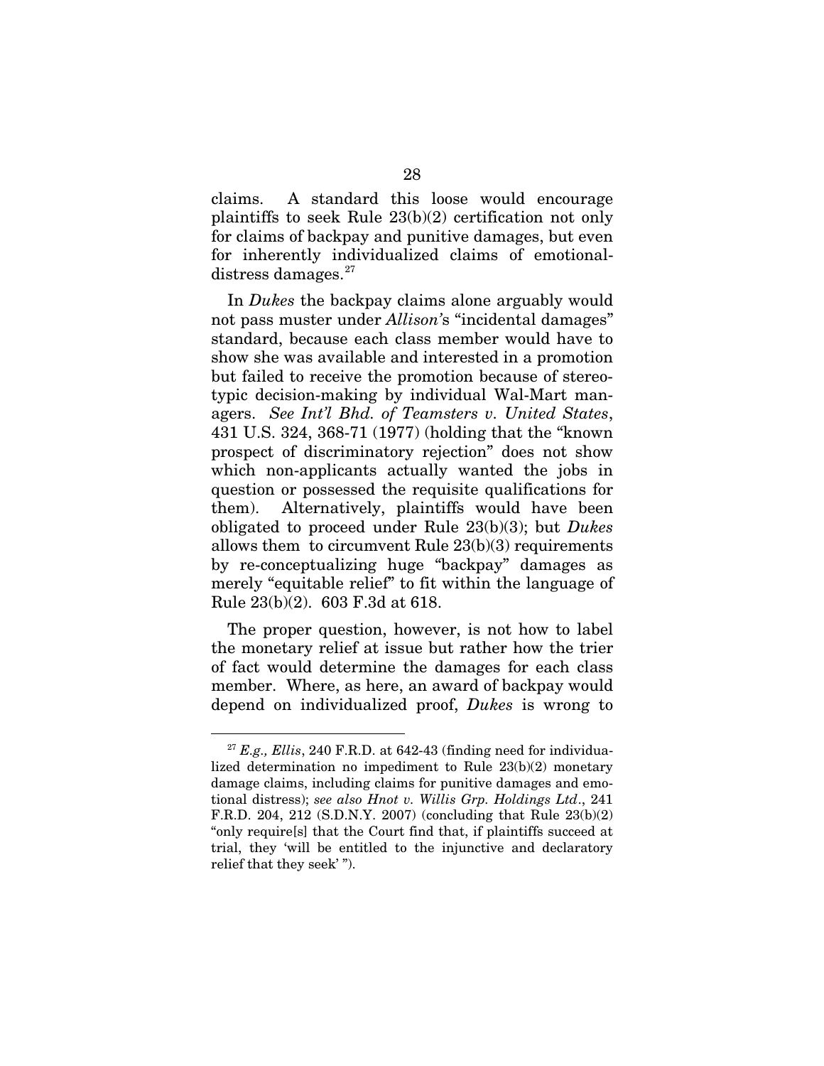claims. A standard this loose would encourage plaintiffs to seek Rule 23(b)(2) certification not only for claims of backpay and punitive damages, but even for inherently individualized claims of emotional-distress damages.[27]

In *Dukes* the backpay claims alone arguably would not pass muster under *Allison's* "incidental damages" standard, because each class member would have to show she was available and interested in a promotion but failed to receive the promotion because of stereotypic decision-making by individual Wal-Mart managers. *See Int'l Bhd. of Teamsters v. United States*, 431 U.S. 324, 368-71 (1977) (holding that the "known prospect of discriminatory rejection" does not show which non-applicants actually wanted the jobs in question or possessed the requisite qualifications for them). Alternatively, plaintiffs would have been obligated to proceed under Rule 23(b)(3); but *Dukes* allows them to circumvent Rule 23(b)(3) requirements by re-conceptualizing huge "backpay" damages as merely "equitable relief" to fit within the language of Rule 23(b)(2). 603 F.3d at 618.

The proper question, however, is not how to label the monetary relief at issue but rather how the trier of fact would determine the damages for each class member. Where, as here, an award of backpay would depend on individualized proof, *Dukes* is wrong to

---

[27] *E.g., Ellis*, 240 F.R.D. at 642-43 (finding need for individualized determination no impediment to Rule 23(b)(2) monetary damage claims, including claims for punitive damages and emotional distress); *see also Hnot v. Willis Grp. Holdings Ltd*., 241 F.R.D. 204, 212 (S.D.N.Y. 2007) (concluding that Rule 23(b)(2) "only require[s] that the Court find that, if plaintiffs succeed at trial, they 'will be entitled to the injunctive and declaratory relief that they seek' ").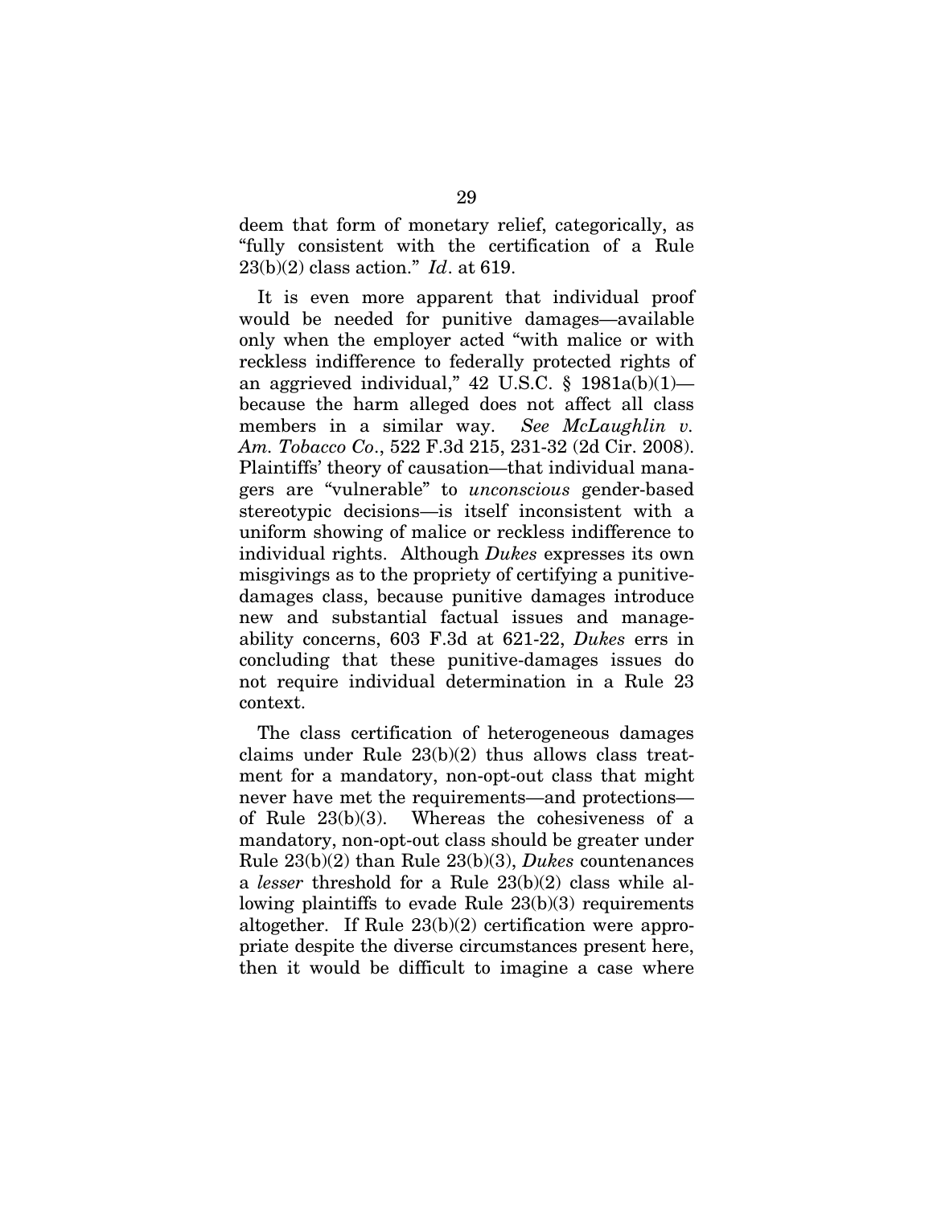deem that form of monetary relief, categorically, as "fully consistent with the certification of a Rule 23(b)(2) class action." *Id*. at 619.

It is even more apparent that individual proof would be needed for punitive damages—available only when the employer acted "with malice or with reckless indifference to federally protected rights of an aggrieved individual," 42 U.S.C. § 1981a(b)(1)—because the harm alleged does not affect all class members in a similar way. *See McLaughlin v. Am. Tobacco Co*., 522 F.3d 215, 231-32 (2d Cir. 2008). Plaintiffs' theory of causation—that individual managers are "vulnerable" to *unconscious* gender-based stereotypic decisions—is itself inconsistent with a uniform showing of malice or reckless indifference to individual rights. Although *Dukes* expresses its own misgivings as to the propriety of certifying a punitive-damages class, because punitive damages introduce new and substantial factual issues and manageability concerns, 603 F.3d at 621-22, *Dukes* errs in concluding that these punitive-damages issues do not require individual determination in a Rule 23 context.

The class certification of heterogeneous damages claims under Rule 23(b)(2) thus allows class treatment for a mandatory, non-opt-out class that might never have met the requirements—and protections—of Rule 23(b)(3). Whereas the cohesiveness of a mandatory, non-opt-out class should be greater under Rule 23(b)(2) than Rule 23(b)(3), *Dukes* countenances a *lesser* threshold for a Rule 23(b)(2) class while allowing plaintiffs to evade Rule 23(b)(3) requirements altogether. If Rule 23(b)(2) certification were appropriate despite the diverse circumstances present here, then it would be difficult to imagine a case where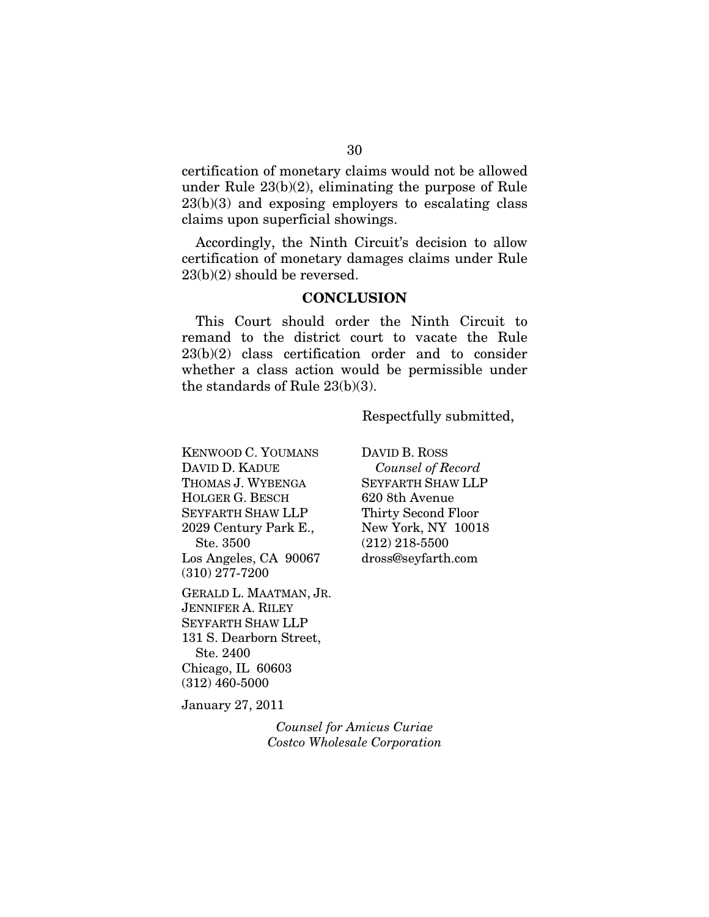certification of monetary claims would not be allowed under Rule 23(b)(2), eliminating the purpose of Rule 23(b)(3) and exposing employers to escalating class claims upon superficial showings.

Accordingly, the Ninth Circuit's decision to allow certification of monetary damages claims under Rule 23(b)(2) should be reversed.

## CONCLUSION

This Court should order the Ninth Circuit to remand to the district court to vacate the Rule 23(b)(2) class certification order and to consider whether a class action would be permissible under the standards of Rule 23(b)(3).

Respectfully submitted,

KENWOOD C. YOUMANS
DAVID D. KADUE
THOMAS J. WYBENGA
HOLGER G. BESCH
SEYFARTH SHAW LLP
2029 Century Park E., Ste. 3500
Los Angeles, CA 90067
(310) 277-7200

GERALD L. MAATMAN, JR.
JENNIFER A. RILEY
SEYFARTH SHAW LLP
131 S. Dearborn Street, Ste. 2400
Chicago, IL 60603
(312) 460-5000

DAVID B. ROSS
*Counsel of Record*
SEYFARTH SHAW LLP
620 8th Avenue
Thirty Second Floor
New York, NY 10018
(212) 218-5500
dross@seyfarth.com

January 27, 2011

*Counsel for Amicus Curiae*
*Costco Wholesale Corporation*